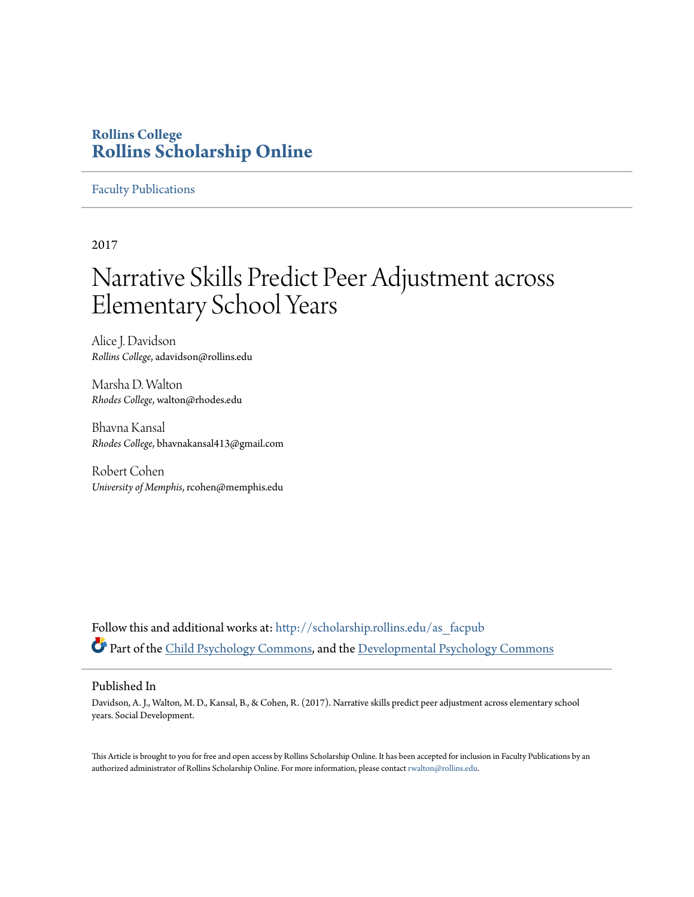**Rollins College**
**Rollins Scholarship Online**

Faculty Publications

2017

# Narrative Skills Predict Peer Adjustment across Elementary School Years

Alice J. Davidson
*Rollins College*, adavidson@rollins.edu

Marsha D. Walton
*Rhodes College*, walton@rhodes.edu

Bhavna Kansal
*Rhodes College*, bhavnakansal413@gmail.com

Robert Cohen
*University of Memphis*, rcohen@memphis.edu

Follow this and additional works at: http://scholarship.rollins.edu/as_facpub

Part of the Child Psychology Commons, and the Developmental Psychology Commons

## Published In

Davidson, A. J., Walton, M. D., Kansal, B., & Cohen, R. (2017). Narrative skills predict peer adjustment across elementary school years. Social Development.

This Article is brought to you for free and open access by Rollins Scholarship Online. It has been accepted for inclusion in Faculty Publications by an authorized administrator of Rollins Scholarship Online. For more information, please contact rwalton@rollins.edu.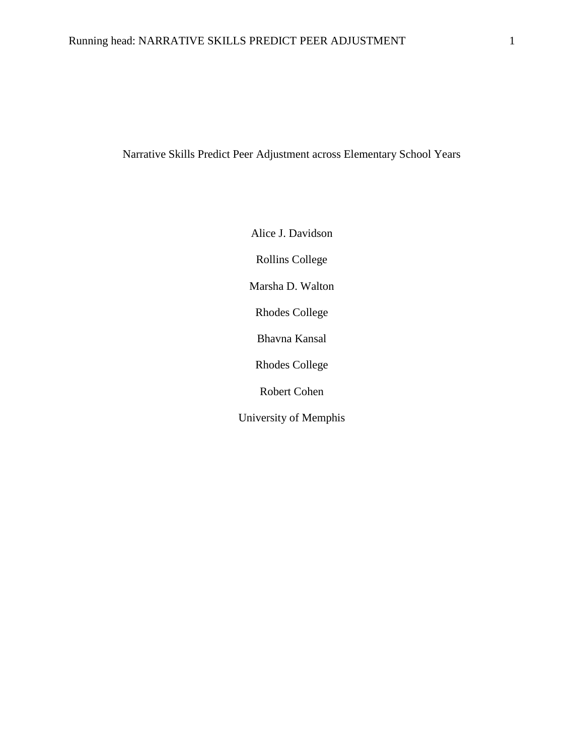# Narrative Skills Predict Peer Adjustment across Elementary School Years

Alice J. Davidson

Rollins College

Marsha D. Walton

Rhodes College

Bhavna Kansal

Rhodes College

Robert Cohen

University of Memphis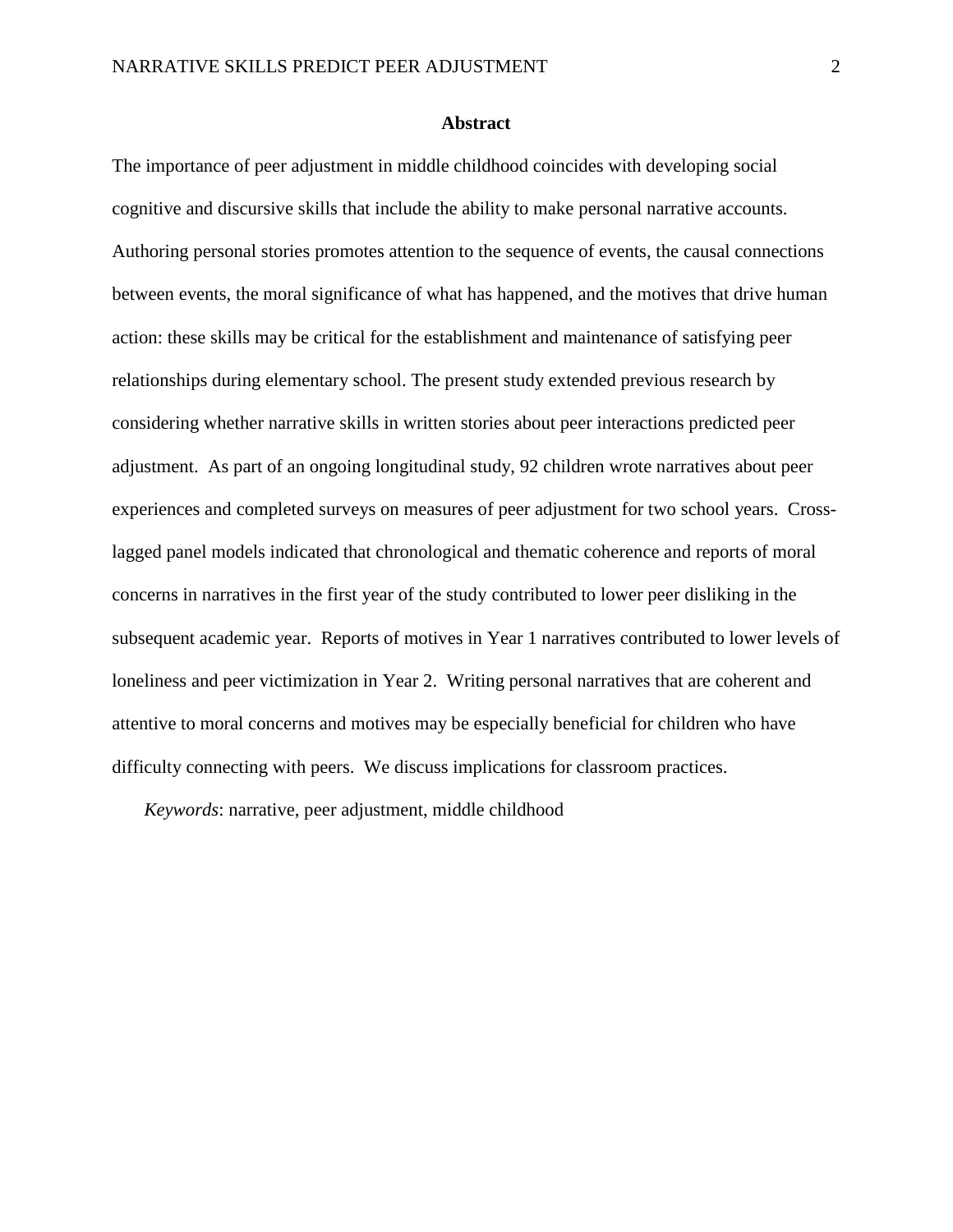## Abstract

The importance of peer adjustment in middle childhood coincides with developing social cognitive and discursive skills that include the ability to make personal narrative accounts. Authoring personal stories promotes attention to the sequence of events, the causal connections between events, the moral significance of what has happened, and the motives that drive human action: these skills may be critical for the establishment and maintenance of satisfying peer relationships during elementary school. The present study extended previous research by considering whether narrative skills in written stories about peer interactions predicted peer adjustment. As part of an ongoing longitudinal study, 92 children wrote narratives about peer experiences and completed surveys on measures of peer adjustment for two school years. Cross-lagged panel models indicated that chronological and thematic coherence and reports of moral concerns in narratives in the first year of the study contributed to lower peer disliking in the subsequent academic year. Reports of motives in Year 1 narratives contributed to lower levels of loneliness and peer victimization in Year 2. Writing personal narratives that are coherent and attentive to moral concerns and motives may be especially beneficial for children who have difficulty connecting with peers. We discuss implications for classroom practices.

*Keywords*: narrative, peer adjustment, middle childhood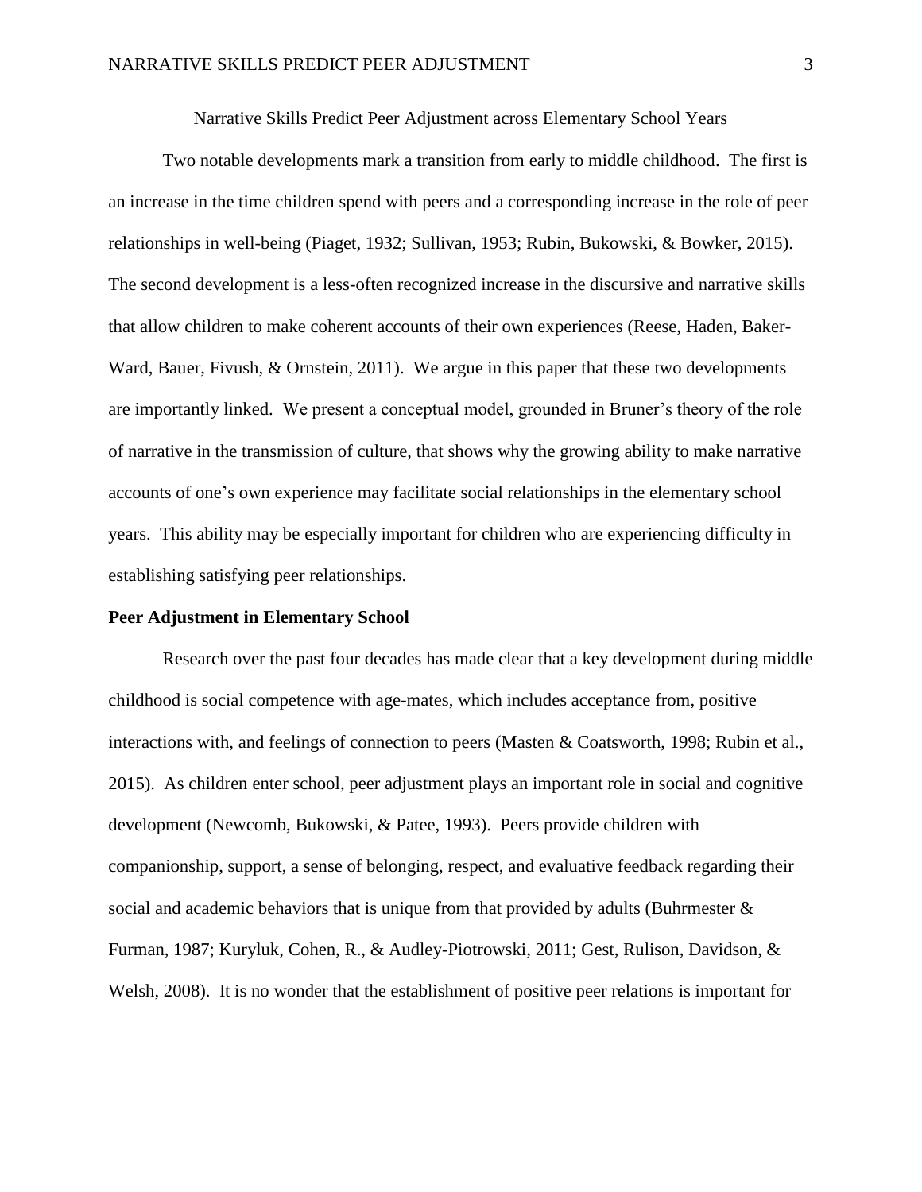Narrative Skills Predict Peer Adjustment across Elementary School Years

Two notable developments mark a transition from early to middle childhood. The first is an increase in the time children spend with peers and a corresponding increase in the role of peer relationships in well-being (Piaget, 1932; Sullivan, 1953; Rubin, Bukowski, & Bowker, 2015). The second development is a less-often recognized increase in the discursive and narrative skills that allow children to make coherent accounts of their own experiences (Reese, Haden, Baker-Ward, Bauer, Fivush, & Ornstein, 2011). We argue in this paper that these two developments are importantly linked. We present a conceptual model, grounded in Bruner's theory of the role of narrative in the transmission of culture, that shows why the growing ability to make narrative accounts of one's own experience may facilitate social relationships in the elementary school years. This ability may be especially important for children who are experiencing difficulty in establishing satisfying peer relationships.

**Peer Adjustment in Elementary School**

Research over the past four decades has made clear that a key development during middle childhood is social competence with age-mates, which includes acceptance from, positive interactions with, and feelings of connection to peers (Masten & Coatsworth, 1998; Rubin et al., 2015). As children enter school, peer adjustment plays an important role in social and cognitive development (Newcomb, Bukowski, & Patee, 1993). Peers provide children with companionship, support, a sense of belonging, respect, and evaluative feedback regarding their social and academic behaviors that is unique from that provided by adults (Buhrmester & Furman, 1987; Kuryluk, Cohen, R., & Audley-Piotrowski, 2011; Gest, Rulison, Davidson, & Welsh, 2008). It is no wonder that the establishment of positive peer relations is important for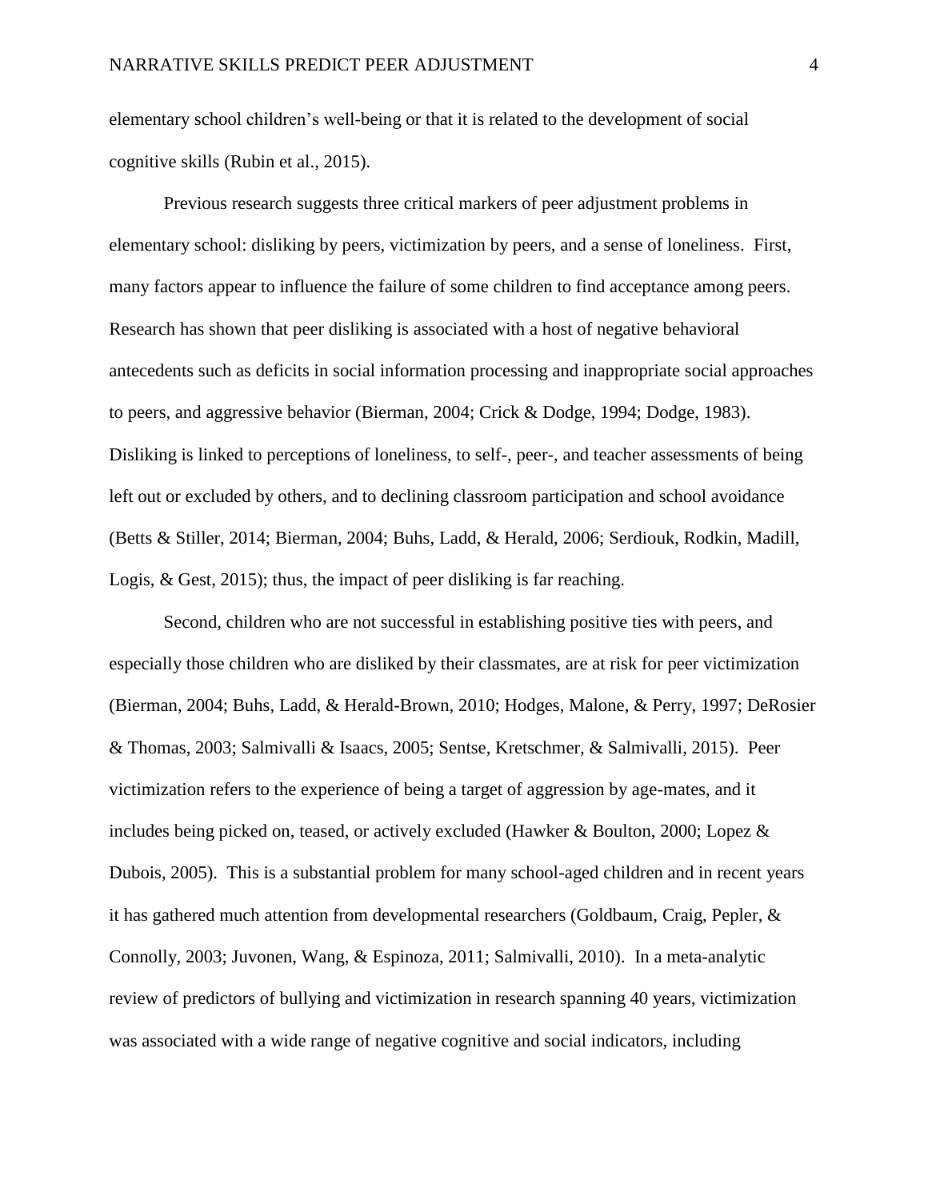elementary school children's well-being or that it is related to the development of social cognitive skills (Rubin et al., 2015).

Previous research suggests three critical markers of peer adjustment problems in elementary school: disliking by peers, victimization by peers, and a sense of loneliness. First, many factors appear to influence the failure of some children to find acceptance among peers. Research has shown that peer disliking is associated with a host of negative behavioral antecedents such as deficits in social information processing and inappropriate social approaches to peers, and aggressive behavior (Bierman, 2004; Crick & Dodge, 1994; Dodge, 1983). Disliking is linked to perceptions of loneliness, to self-, peer-, and teacher assessments of being left out or excluded by others, and to declining classroom participation and school avoidance (Betts & Stiller, 2014; Bierman, 2004; Buhs, Ladd, & Herald, 2006; Serdiouk, Rodkin, Madill, Logis, & Gest, 2015); thus, the impact of peer disliking is far reaching.

Second, children who are not successful in establishing positive ties with peers, and especially those children who are disliked by their classmates, are at risk for peer victimization (Bierman, 2004; Buhs, Ladd, & Herald-Brown, 2010; Hodges, Malone, & Perry, 1997; DeRosier & Thomas, 2003; Salmivalli & Isaacs, 2005; Sentse, Kretschmer, & Salmivalli, 2015). Peer victimization refers to the experience of being a target of aggression by age-mates, and it includes being picked on, teased, or actively excluded (Hawker & Boulton, 2000; Lopez & Dubois, 2005). This is a substantial problem for many school-aged children and in recent years it has gathered much attention from developmental researchers (Goldbaum, Craig, Pepler, & Connolly, 2003; Juvonen, Wang, & Espinoza, 2011; Salmivalli, 2010). In a meta-analytic review of predictors of bullying and victimization in research spanning 40 years, victimization was associated with a wide range of negative cognitive and social indicators, including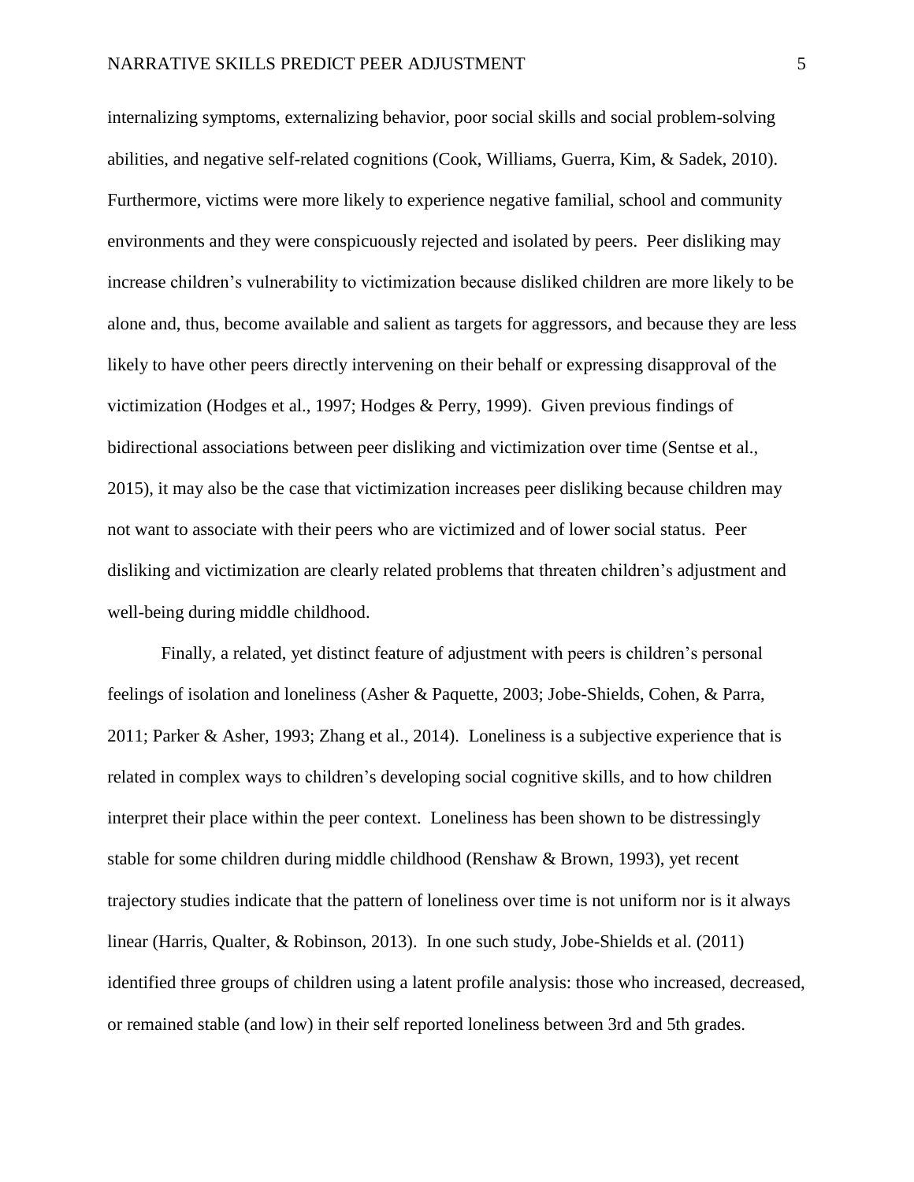internalizing symptoms, externalizing behavior, poor social skills and social problem-solving abilities, and negative self-related cognitions (Cook, Williams, Guerra, Kim, & Sadek, 2010). Furthermore, victims were more likely to experience negative familial, school and community environments and they were conspicuously rejected and isolated by peers. Peer disliking may increase children's vulnerability to victimization because disliked children are more likely to be alone and, thus, become available and salient as targets for aggressors, and because they are less likely to have other peers directly intervening on their behalf or expressing disapproval of the victimization (Hodges et al., 1997; Hodges & Perry, 1999). Given previous findings of bidirectional associations between peer disliking and victimization over time (Sentse et al., 2015), it may also be the case that victimization increases peer disliking because children may not want to associate with their peers who are victimized and of lower social status. Peer disliking and victimization are clearly related problems that threaten children's adjustment and well-being during middle childhood.

Finally, a related, yet distinct feature of adjustment with peers is children's personal feelings of isolation and loneliness (Asher & Paquette, 2003; Jobe-Shields, Cohen, & Parra, 2011; Parker & Asher, 1993; Zhang et al., 2014). Loneliness is a subjective experience that is related in complex ways to children's developing social cognitive skills, and to how children interpret their place within the peer context. Loneliness has been shown to be distressingly stable for some children during middle childhood (Renshaw & Brown, 1993), yet recent trajectory studies indicate that the pattern of loneliness over time is not uniform nor is it always linear (Harris, Qualter, & Robinson, 2013). In one such study, Jobe-Shields et al. (2011) identified three groups of children using a latent profile analysis: those who increased, decreased, or remained stable (and low) in their self reported loneliness between 3rd and 5th grades.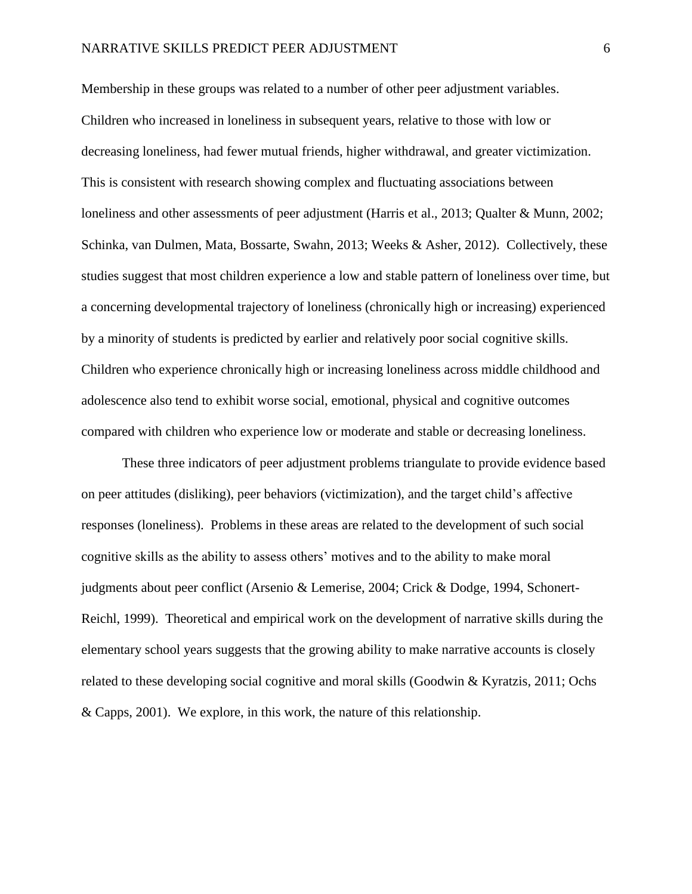Membership in these groups was related to a number of other peer adjustment variables. Children who increased in loneliness in subsequent years, relative to those with low or decreasing loneliness, had fewer mutual friends, higher withdrawal, and greater victimization. This is consistent with research showing complex and fluctuating associations between loneliness and other assessments of peer adjustment (Harris et al., 2013; Qualter & Munn, 2002; Schinka, van Dulmen, Mata, Bossarte, Swahn, 2013; Weeks & Asher, 2012). Collectively, these studies suggest that most children experience a low and stable pattern of loneliness over time, but a concerning developmental trajectory of loneliness (chronically high or increasing) experienced by a minority of students is predicted by earlier and relatively poor social cognitive skills. Children who experience chronically high or increasing loneliness across middle childhood and adolescence also tend to exhibit worse social, emotional, physical and cognitive outcomes compared with children who experience low or moderate and stable or decreasing loneliness.

These three indicators of peer adjustment problems triangulate to provide evidence based on peer attitudes (disliking), peer behaviors (victimization), and the target child's affective responses (loneliness). Problems in these areas are related to the development of such social cognitive skills as the ability to assess others' motives and to the ability to make moral judgments about peer conflict (Arsenio & Lemerise, 2004; Crick & Dodge, 1994, Schonert-Reichl, 1999). Theoretical and empirical work on the development of narrative skills during the elementary school years suggests that the growing ability to make narrative accounts is closely related to these developing social cognitive and moral skills (Goodwin & Kyratzis, 2011; Ochs & Capps, 2001). We explore, in this work, the nature of this relationship.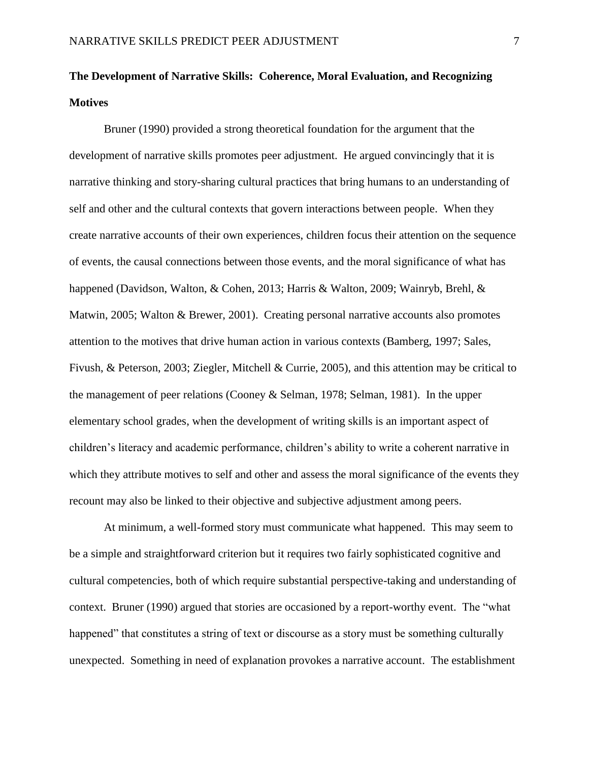**The Development of Narrative Skills: Coherence, Moral Evaluation, and Recognizing Motives**

Bruner (1990) provided a strong theoretical foundation for the argument that the development of narrative skills promotes peer adjustment. He argued convincingly that it is narrative thinking and story-sharing cultural practices that bring humans to an understanding of self and other and the cultural contexts that govern interactions between people. When they create narrative accounts of their own experiences, children focus their attention on the sequence of events, the causal connections between those events, and the moral significance of what has happened (Davidson, Walton, & Cohen, 2013; Harris & Walton, 2009; Wainryb, Brehl, & Matwin, 2005; Walton & Brewer, 2001). Creating personal narrative accounts also promotes attention to the motives that drive human action in various contexts (Bamberg, 1997; Sales, Fivush, & Peterson, 2003; Ziegler, Mitchell & Currie, 2005), and this attention may be critical to the management of peer relations (Cooney & Selman, 1978; Selman, 1981). In the upper elementary school grades, when the development of writing skills is an important aspect of children's literacy and academic performance, children's ability to write a coherent narrative in which they attribute motives to self and other and assess the moral significance of the events they recount may also be linked to their objective and subjective adjustment among peers.

At minimum, a well-formed story must communicate what happened. This may seem to be a simple and straightforward criterion but it requires two fairly sophisticated cognitive and cultural competencies, both of which require substantial perspective-taking and understanding of context. Bruner (1990) argued that stories are occasioned by a report-worthy event. The "what happened" that constitutes a string of text or discourse as a story must be something culturally unexpected. Something in need of explanation provokes a narrative account. The establishment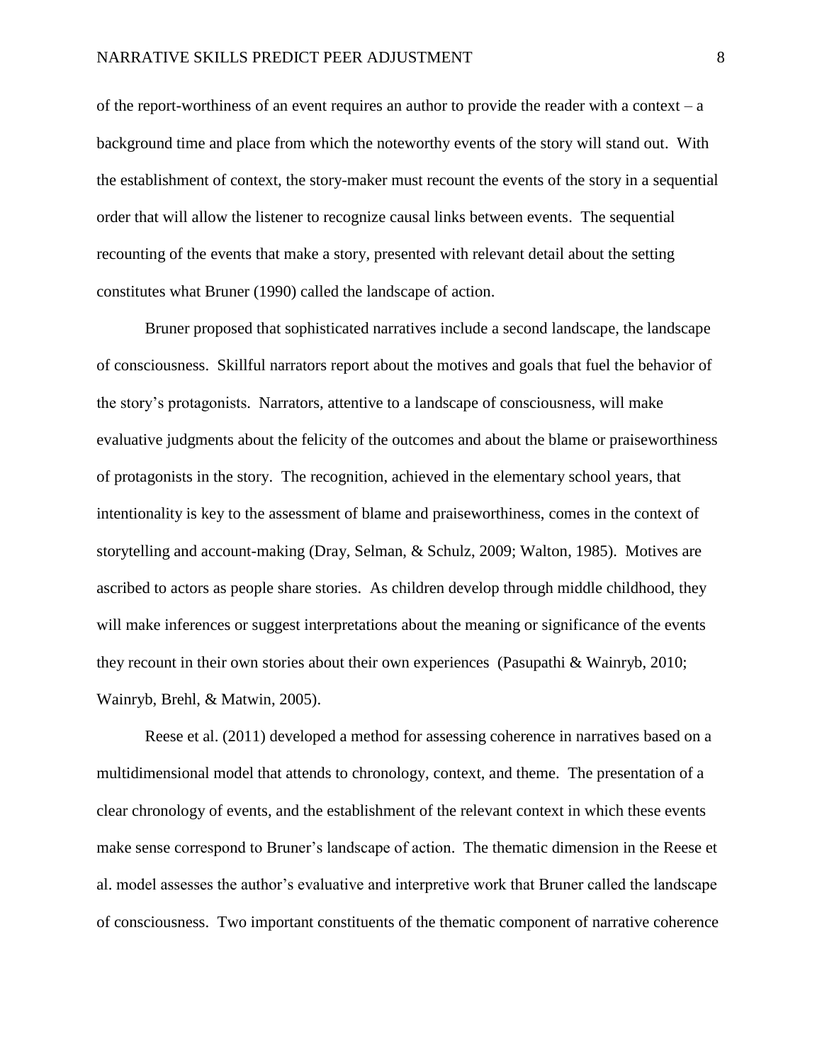of the report-worthiness of an event requires an author to provide the reader with a context – a background time and place from which the noteworthy events of the story will stand out. With the establishment of context, the story-maker must recount the events of the story in a sequential order that will allow the listener to recognize causal links between events. The sequential recounting of the events that make a story, presented with relevant detail about the setting constitutes what Bruner (1990) called the landscape of action.

Bruner proposed that sophisticated narratives include a second landscape, the landscape of consciousness. Skillful narrators report about the motives and goals that fuel the behavior of the story's protagonists. Narrators, attentive to a landscape of consciousness, will make evaluative judgments about the felicity of the outcomes and about the blame or praiseworthiness of protagonists in the story. The recognition, achieved in the elementary school years, that intentionality is key to the assessment of blame and praiseworthiness, comes in the context of storytelling and account-making (Dray, Selman, & Schulz, 2009; Walton, 1985). Motives are ascribed to actors as people share stories. As children develop through middle childhood, they will make inferences or suggest interpretations about the meaning or significance of the events they recount in their own stories about their own experiences (Pasupathi & Wainryb, 2010; Wainryb, Brehl, & Matwin, 2005).

Reese et al. (2011) developed a method for assessing coherence in narratives based on a multidimensional model that attends to chronology, context, and theme. The presentation of a clear chronology of events, and the establishment of the relevant context in which these events make sense correspond to Bruner's landscape of action. The thematic dimension in the Reese et al. model assesses the author's evaluative and interpretive work that Bruner called the landscape of consciousness. Two important constituents of the thematic component of narrative coherence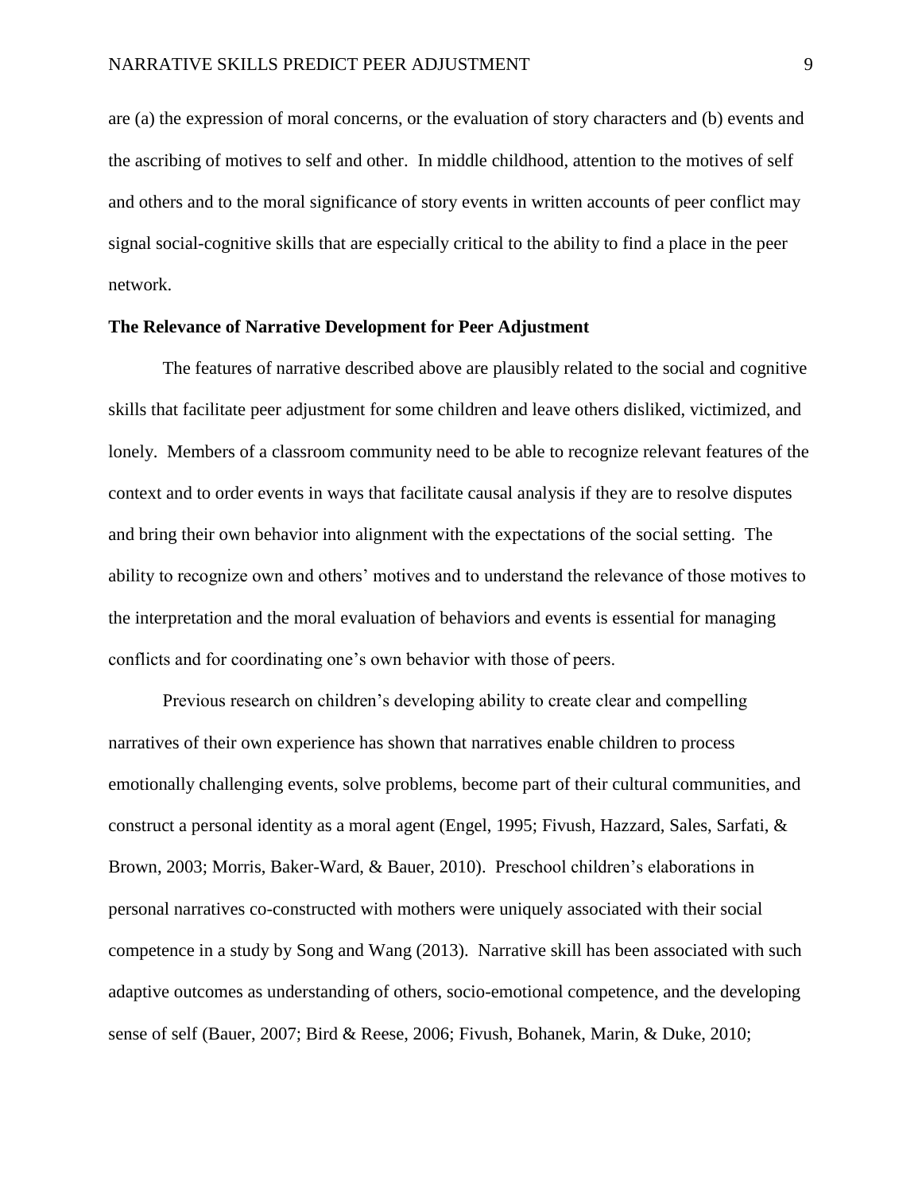are (a) the expression of moral concerns, or the evaluation of story characters and (b) events and the ascribing of motives to self and other. In middle childhood, attention to the motives of self and others and to the moral significance of story events in written accounts of peer conflict may signal social-cognitive skills that are especially critical to the ability to find a place in the peer network.

**The Relevance of Narrative Development for Peer Adjustment**

The features of narrative described above are plausibly related to the social and cognitive skills that facilitate peer adjustment for some children and leave others disliked, victimized, and lonely. Members of a classroom community need to be able to recognize relevant features of the context and to order events in ways that facilitate causal analysis if they are to resolve disputes and bring their own behavior into alignment with the expectations of the social setting. The ability to recognize own and others' motives and to understand the relevance of those motives to the interpretation and the moral evaluation of behaviors and events is essential for managing conflicts and for coordinating one's own behavior with those of peers.

Previous research on children's developing ability to create clear and compelling narratives of their own experience has shown that narratives enable children to process emotionally challenging events, solve problems, become part of their cultural communities, and construct a personal identity as a moral agent (Engel, 1995; Fivush, Hazzard, Sales, Sarfati, & Brown, 2003; Morris, Baker-Ward, & Bauer, 2010). Preschool children's elaborations in personal narratives co-constructed with mothers were uniquely associated with their social competence in a study by Song and Wang (2013). Narrative skill has been associated with such adaptive outcomes as understanding of others, socio-emotional competence, and the developing sense of self (Bauer, 2007; Bird & Reese, 2006; Fivush, Bohanek, Marin, & Duke, 2010;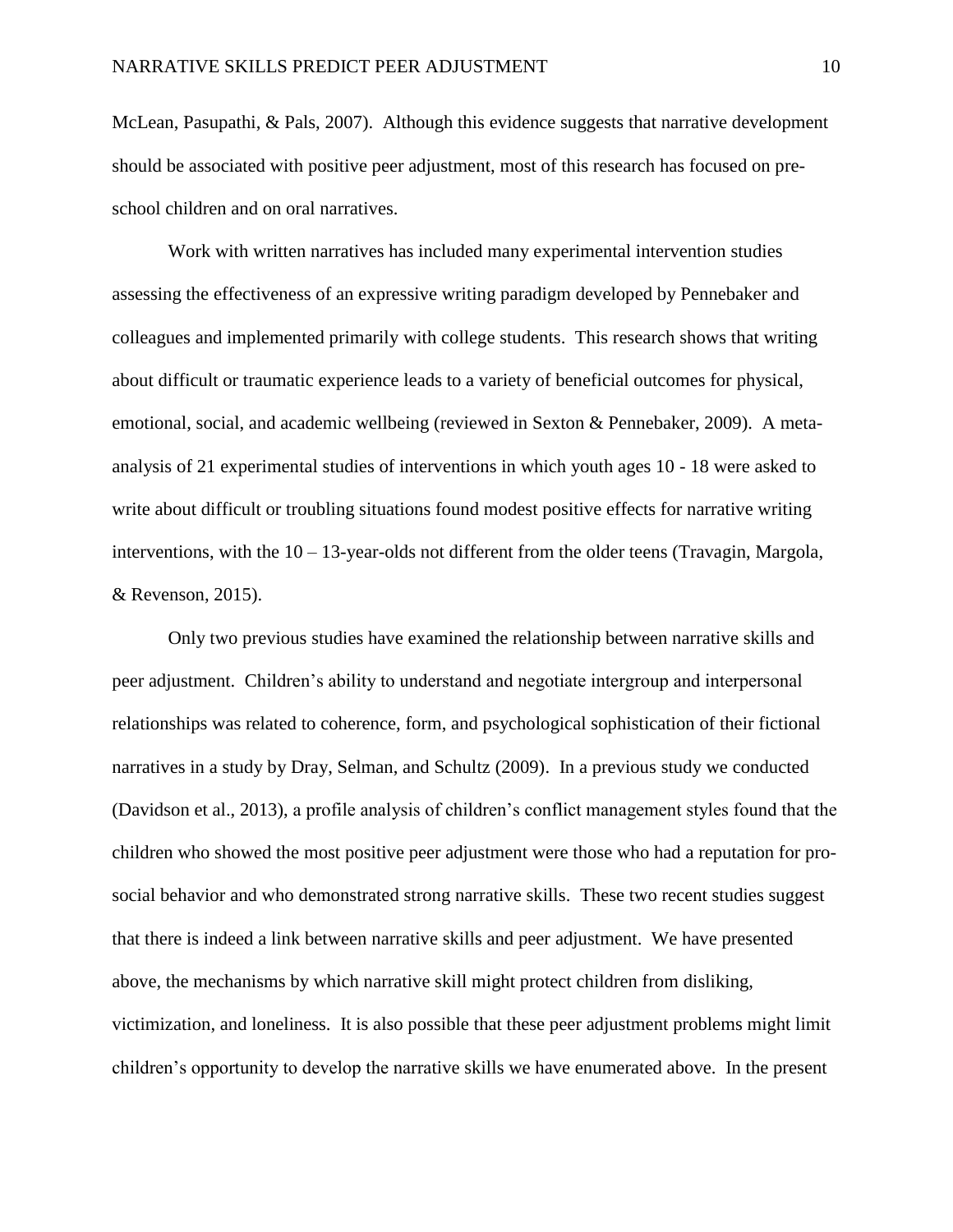McLean, Pasupathi, & Pals, 2007). Although this evidence suggests that narrative development should be associated with positive peer adjustment, most of this research has focused on pre-school children and on oral narratives.

Work with written narratives has included many experimental intervention studies assessing the effectiveness of an expressive writing paradigm developed by Pennebaker and colleagues and implemented primarily with college students. This research shows that writing about difficult or traumatic experience leads to a variety of beneficial outcomes for physical, emotional, social, and academic wellbeing (reviewed in Sexton & Pennebaker, 2009). A meta-analysis of 21 experimental studies of interventions in which youth ages 10 - 18 were asked to write about difficult or troubling situations found modest positive effects for narrative writing interventions, with the 10 – 13-year-olds not different from the older teens (Travagin, Margola, & Revenson, 2015).

Only two previous studies have examined the relationship between narrative skills and peer adjustment. Children's ability to understand and negotiate intergroup and interpersonal relationships was related to coherence, form, and psychological sophistication of their fictional narratives in a study by Dray, Selman, and Schultz (2009). In a previous study we conducted (Davidson et al., 2013), a profile analysis of children's conflict management styles found that the children who showed the most positive peer adjustment were those who had a reputation for pro-social behavior and who demonstrated strong narrative skills. These two recent studies suggest that there is indeed a link between narrative skills and peer adjustment. We have presented above, the mechanisms by which narrative skill might protect children from disliking, victimization, and loneliness. It is also possible that these peer adjustment problems might limit children's opportunity to develop the narrative skills we have enumerated above. In the present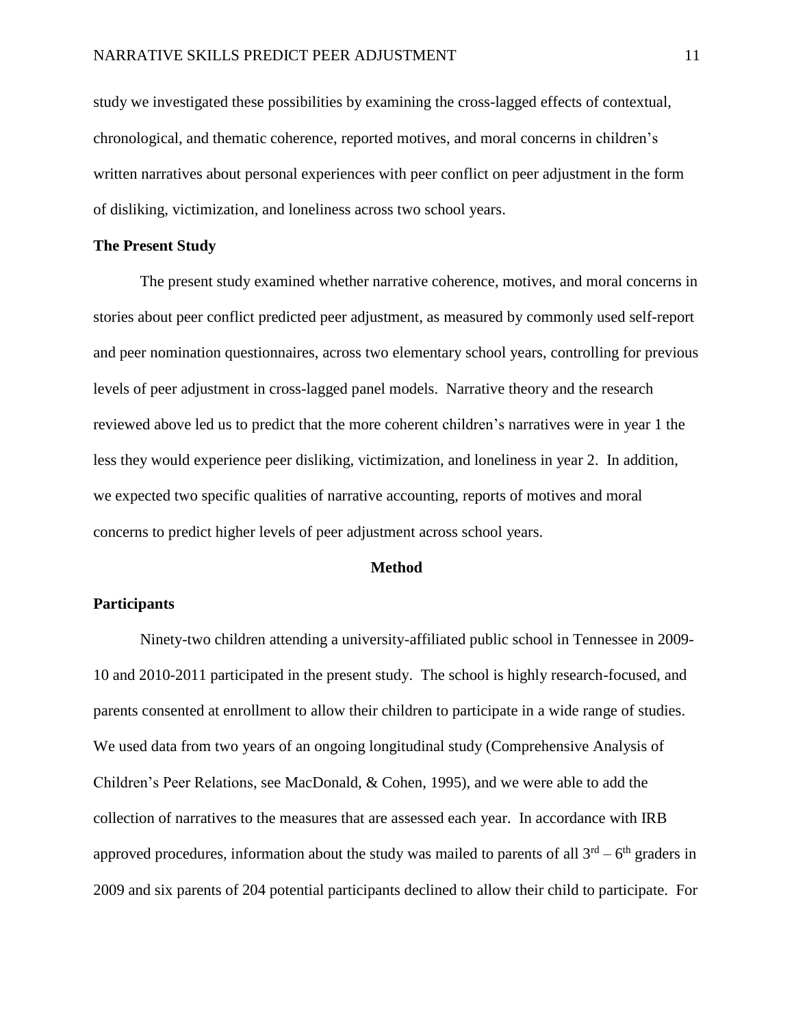study we investigated these possibilities by examining the cross-lagged effects of contextual, chronological, and thematic coherence, reported motives, and moral concerns in children's written narratives about personal experiences with peer conflict on peer adjustment in the form of disliking, victimization, and loneliness across two school years.

## The Present Study

The present study examined whether narrative coherence, motives, and moral concerns in stories about peer conflict predicted peer adjustment, as measured by commonly used self-report and peer nomination questionnaires, across two elementary school years, controlling for previous levels of peer adjustment in cross-lagged panel models. Narrative theory and the research reviewed above led us to predict that the more coherent children's narratives were in year 1 the less they would experience peer disliking, victimization, and loneliness in year 2. In addition, we expected two specific qualities of narrative accounting, reports of motives and moral concerns to predict higher levels of peer adjustment across school years.

# Method

## Participants

Ninety-two children attending a university-affiliated public school in Tennessee in 2009-10 and 2010-2011 participated in the present study. The school is highly research-focused, and parents consented at enrollment to allow their children to participate in a wide range of studies. We used data from two years of an ongoing longitudinal study (Comprehensive Analysis of Children's Peer Relations, see MacDonald, & Cohen, 1995), and we were able to add the collection of narratives to the measures that are assessed each year. In accordance with IRB approved procedures, information about the study was mailed to parents of all 3rd – 6th graders in 2009 and six parents of 204 potential participants declined to allow their child to participate. For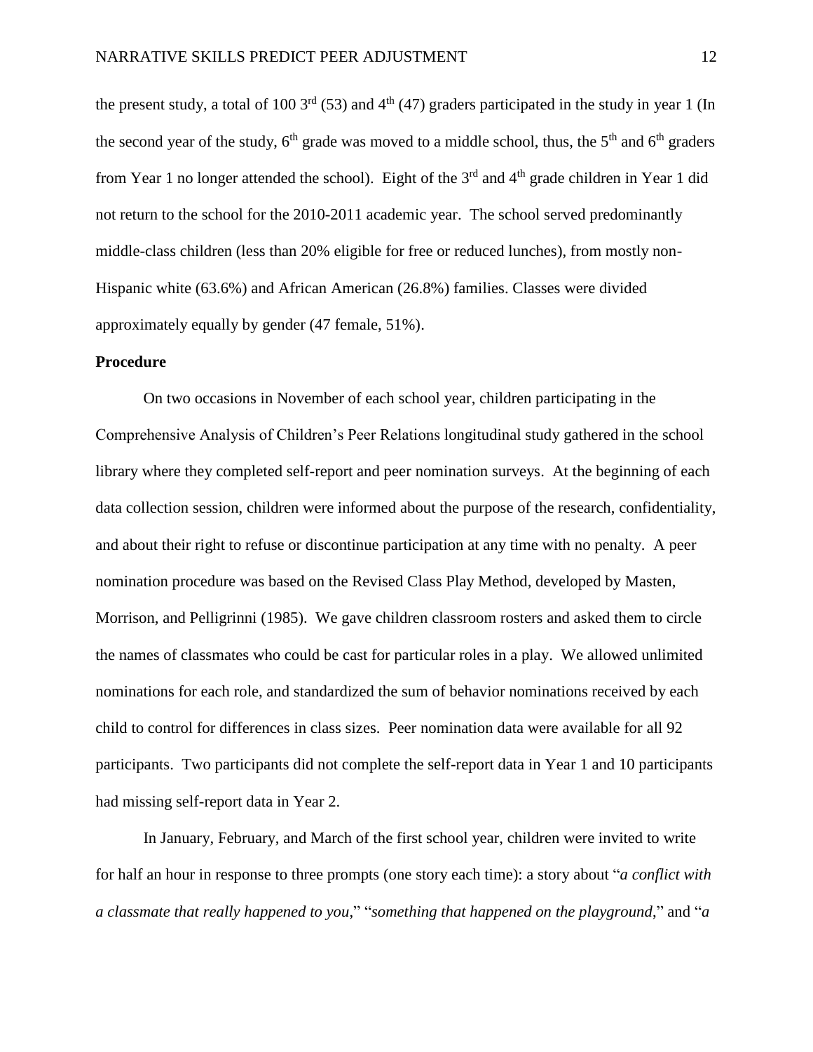the present study, a total of 100 3rd (53) and 4th (47) graders participated in the study in year 1 (In the second year of the study, 6th grade was moved to a middle school, thus, the 5th and 6th graders from Year 1 no longer attended the school). Eight of the 3rd and 4th grade children in Year 1 did not return to the school for the 2010-2011 academic year. The school served predominantly middle-class children (less than 20% eligible for free or reduced lunches), from mostly non-Hispanic white (63.6%) and African American (26.8%) families. Classes were divided approximately equally by gender (47 female, 51%).

**Procedure**

On two occasions in November of each school year, children participating in the Comprehensive Analysis of Children's Peer Relations longitudinal study gathered in the school library where they completed self-report and peer nomination surveys. At the beginning of each data collection session, children were informed about the purpose of the research, confidentiality, and about their right to refuse or discontinue participation at any time with no penalty. A peer nomination procedure was based on the Revised Class Play Method, developed by Masten, Morrison, and Pelligrinni (1985). We gave children classroom rosters and asked them to circle the names of classmates who could be cast for particular roles in a play. We allowed unlimited nominations for each role, and standardized the sum of behavior nominations received by each child to control for differences in class sizes. Peer nomination data were available for all 92 participants. Two participants did not complete the self-report data in Year 1 and 10 participants had missing self-report data in Year 2.

In January, February, and March of the first school year, children were invited to write for half an hour in response to three prompts (one story each time): a story about "*a conflict with a classmate that really happened to you*," "*something that happened on the playground*," and "*a*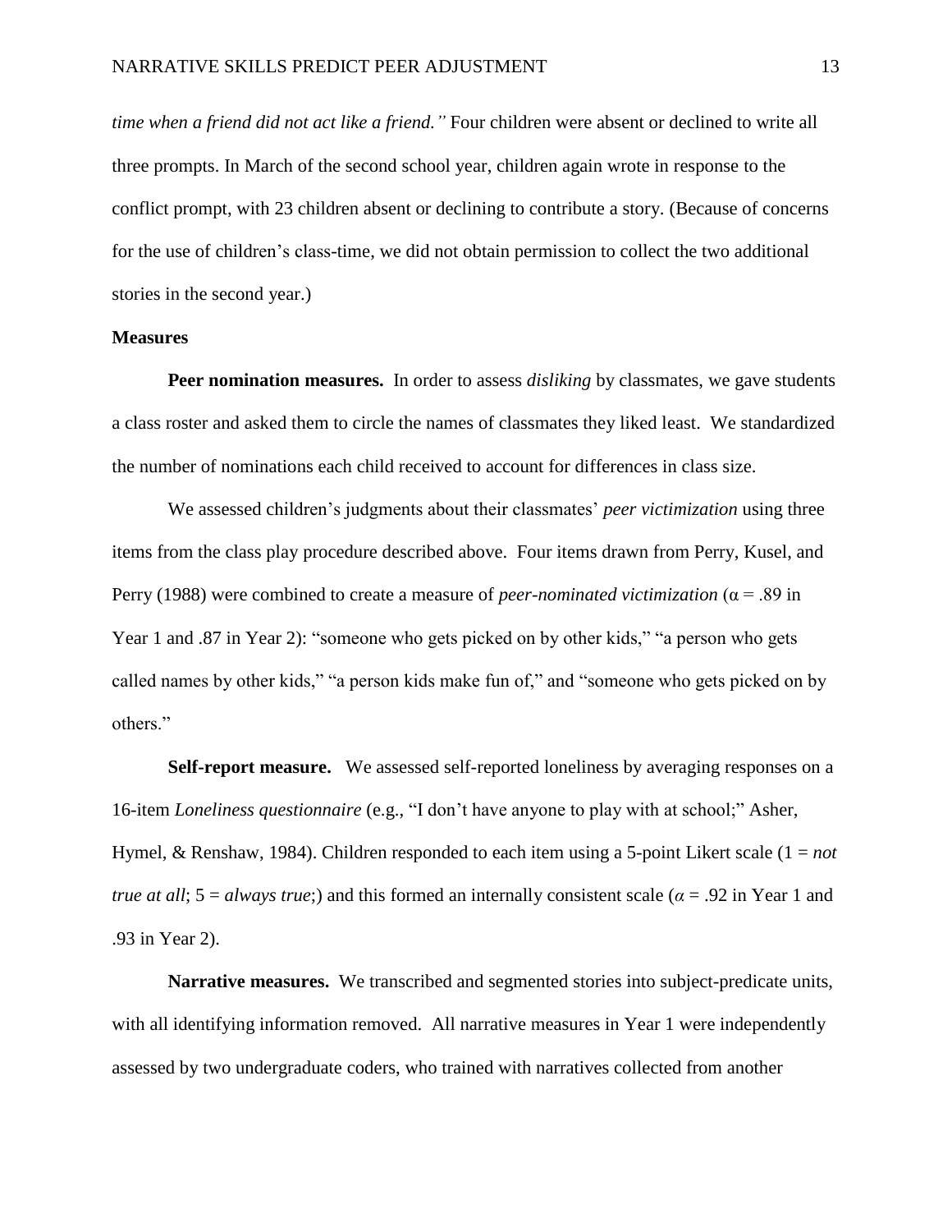*time when a friend did not act like a friend."* Four children were absent or declined to write all three prompts. In March of the second school year, children again wrote in response to the conflict prompt, with 23 children absent or declining to contribute a story. (Because of concerns for the use of children's class-time, we did not obtain permission to collect the two additional stories in the second year.)

**Measures**

**Peer nomination measures.** In order to assess *disliking* by classmates, we gave students a class roster and asked them to circle the names of classmates they liked least. We standardized the number of nominations each child received to account for differences in class size.

We assessed children's judgments about their classmates' *peer victimization* using three items from the class play procedure described above. Four items drawn from Perry, Kusel, and Perry (1988) were combined to create a measure of *peer-nominated victimization* ($\alpha$ = .89 in Year 1 and .87 in Year 2): "someone who gets picked on by other kids," "a person who gets called names by other kids," "a person kids make fun of," and "someone who gets picked on by others."

**Self-report measure.** We assessed self-reported loneliness by averaging responses on a 16-item *Loneliness questionnaire* (e.g., "I don't have anyone to play with at school;" Asher, Hymel, & Renshaw, 1984). Children responded to each item using a 5-point Likert scale (1 = *not true at all*; 5 = *always true*;) and this formed an internally consistent scale ($\alpha$ = .92 in Year 1 and .93 in Year 2).

**Narrative measures.** We transcribed and segmented stories into subject-predicate units, with all identifying information removed. All narrative measures in Year 1 were independently assessed by two undergraduate coders, who trained with narratives collected from another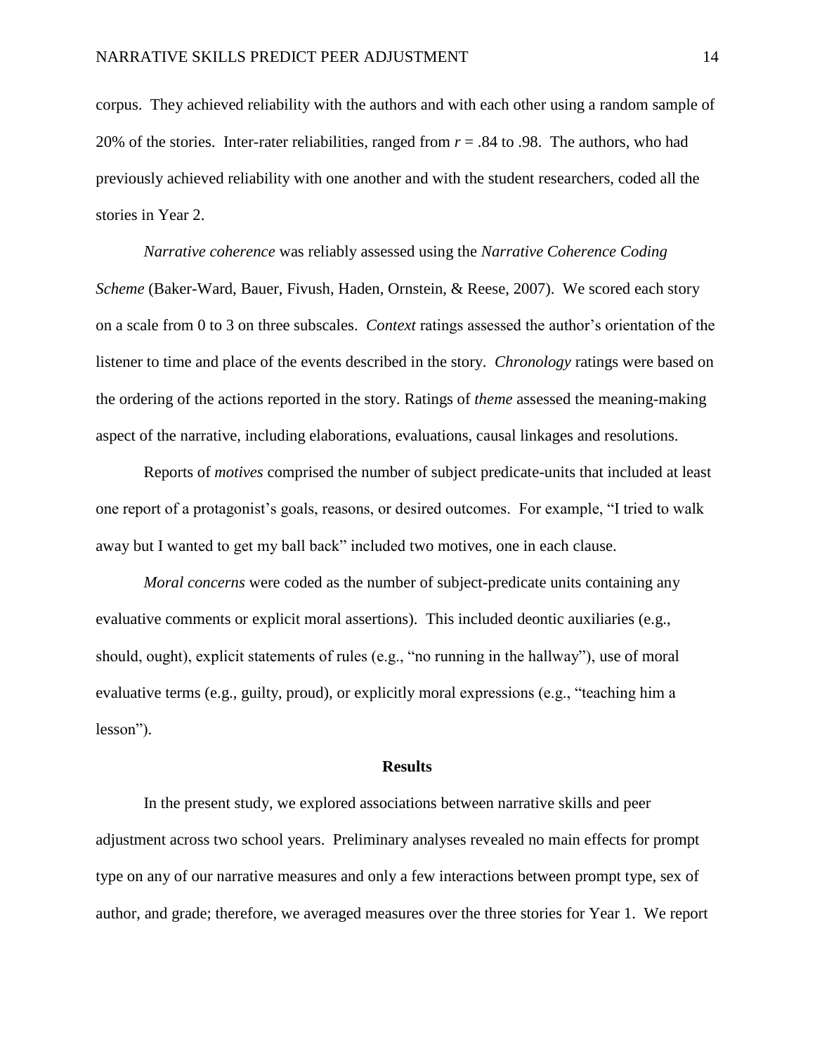corpus. They achieved reliability with the authors and with each other using a random sample of 20% of the stories. Inter-rater reliabilities, ranged from $r$ = .84 to .98. The authors, who had previously achieved reliability with one another and with the student researchers, coded all the stories in Year 2.

*Narrative coherence* was reliably assessed using the *Narrative Coherence Coding Scheme* (Baker-Ward, Bauer, Fivush, Haden, Ornstein, & Reese, 2007). We scored each story on a scale from 0 to 3 on three subscales. *Context* ratings assessed the author's orientation of the listener to time and place of the events described in the story. *Chronology* ratings were based on the ordering of the actions reported in the story. Ratings of *theme* assessed the meaning-making aspect of the narrative, including elaborations, evaluations, causal linkages and resolutions.

Reports of *motives* comprised the number of subject predicate-units that included at least one report of a protagonist's goals, reasons, or desired outcomes. For example, "I tried to walk away but I wanted to get my ball back" included two motives, one in each clause.

*Moral concerns* were coded as the number of subject-predicate units containing any evaluative comments or explicit moral assertions). This included deontic auxiliaries (e.g., should, ought), explicit statements of rules (e.g., "no running in the hallway"), use of moral evaluative terms (e.g., guilty, proud), or explicitly moral expressions (e.g., "teaching him a lesson").

## Results

In the present study, we explored associations between narrative skills and peer adjustment across two school years. Preliminary analyses revealed no main effects for prompt type on any of our narrative measures and only a few interactions between prompt type, sex of author, and grade; therefore, we averaged measures over the three stories for Year 1. We report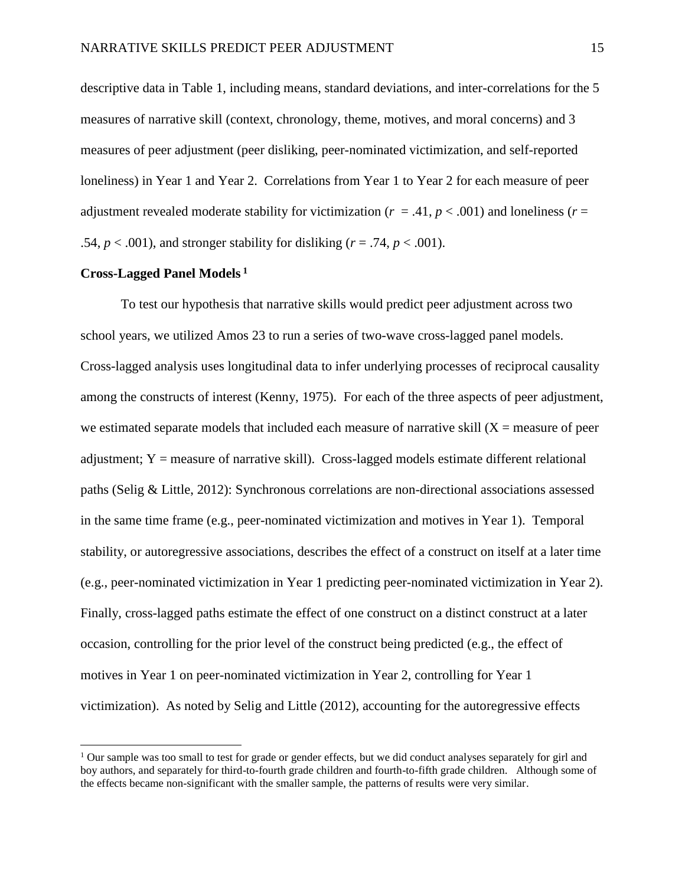descriptive data in Table 1, including means, standard deviations, and inter-correlations for the 5 measures of narrative skill (context, chronology, theme, motives, and moral concerns) and 3 measures of peer adjustment (peer disliking, peer-nominated victimization, and self-reported loneliness) in Year 1 and Year 2. Correlations from Year 1 to Year 2 for each measure of peer adjustment revealed moderate stability for victimization ($r = .41$, $p < .001$) and loneliness ($r = .54$, $p < .001$), and stronger stability for disliking ($r = .74$, $p < .001$).

**Cross-Lagged Panel Models** [1]

To test our hypothesis that narrative skills would predict peer adjustment across two school years, we utilized Amos 23 to run a series of two-wave cross-lagged panel models. Cross-lagged analysis uses longitudinal data to infer underlying processes of reciprocal causality among the constructs of interest (Kenny, 1975). For each of the three aspects of peer adjustment, we estimated separate models that included each measure of narrative skill (X = measure of peer adjustment; Y = measure of narrative skill). Cross-lagged models estimate different relational paths (Selig & Little, 2012): Synchronous correlations are non-directional associations assessed in the same time frame (e.g., peer-nominated victimization and motives in Year 1). Temporal stability, or autoregressive associations, describes the effect of a construct on itself at a later time (e.g., peer-nominated victimization in Year 1 predicting peer-nominated victimization in Year 2). Finally, cross-lagged paths estimate the effect of one construct on a distinct construct at a later occasion, controlling for the prior level of the construct being predicted (e.g., the effect of motives in Year 1 on peer-nominated victimization in Year 2, controlling for Year 1 victimization). As noted by Selig and Little (2012), accounting for the autoregressive effects

[1] Our sample was too small to test for grade or gender effects, but we did conduct analyses separately for girl and boy authors, and separately for third-to-fourth grade children and fourth-to-fifth grade children. Although some of the effects became non-significant with the smaller sample, the patterns of results were very similar.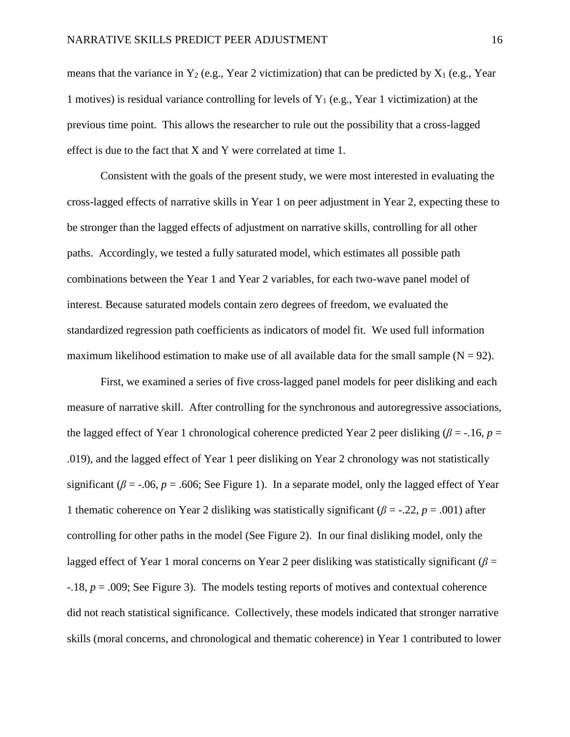means that the variance in $Y_2$ (e.g., Year 2 victimization) that can be predicted by $X_1$ (e.g., Year 1 motives) is residual variance controlling for levels of $Y_1$ (e.g., Year 1 victimization) at the previous time point. This allows the researcher to rule out the possibility that a cross-lagged effect is due to the fact that X and Y were correlated at time 1.

Consistent with the goals of the present study, we were most interested in evaluating the cross-lagged effects of narrative skills in Year 1 on peer adjustment in Year 2, expecting these to be stronger than the lagged effects of adjustment on narrative skills, controlling for all other paths. Accordingly, we tested a fully saturated model, which estimates all possible path combinations between the Year 1 and Year 2 variables, for each two-wave panel model of interest. Because saturated models contain zero degrees of freedom, we evaluated the standardized regression path coefficients as indicators of model fit. We used full information maximum likelihood estimation to make use of all available data for the small sample ($N = 92$).

First, we examined a series of five cross-lagged panel models for peer disliking and each measure of narrative skill. After controlling for the synchronous and autoregressive associations, the lagged effect of Year 1 chronological coherence predicted Year 2 peer disliking ($\beta = -.16$, $p = .019$), and the lagged effect of Year 1 peer disliking on Year 2 chronology was not statistically significant ($\beta = -.06$, $p = .606$; See Figure 1). In a separate model, only the lagged effect of Year 1 thematic coherence on Year 2 disliking was statistically significant ($\beta = -.22$, $p = .001$) after controlling for other paths in the model (See Figure 2). In our final disliking model, only the lagged effect of Year 1 moral concerns on Year 2 peer disliking was statistically significant ($\beta = -.18$, $p = .009$; See Figure 3). The models testing reports of motives and contextual coherence did not reach statistical significance. Collectively, these models indicated that stronger narrative skills (moral concerns, and chronological and thematic coherence) in Year 1 contributed to lower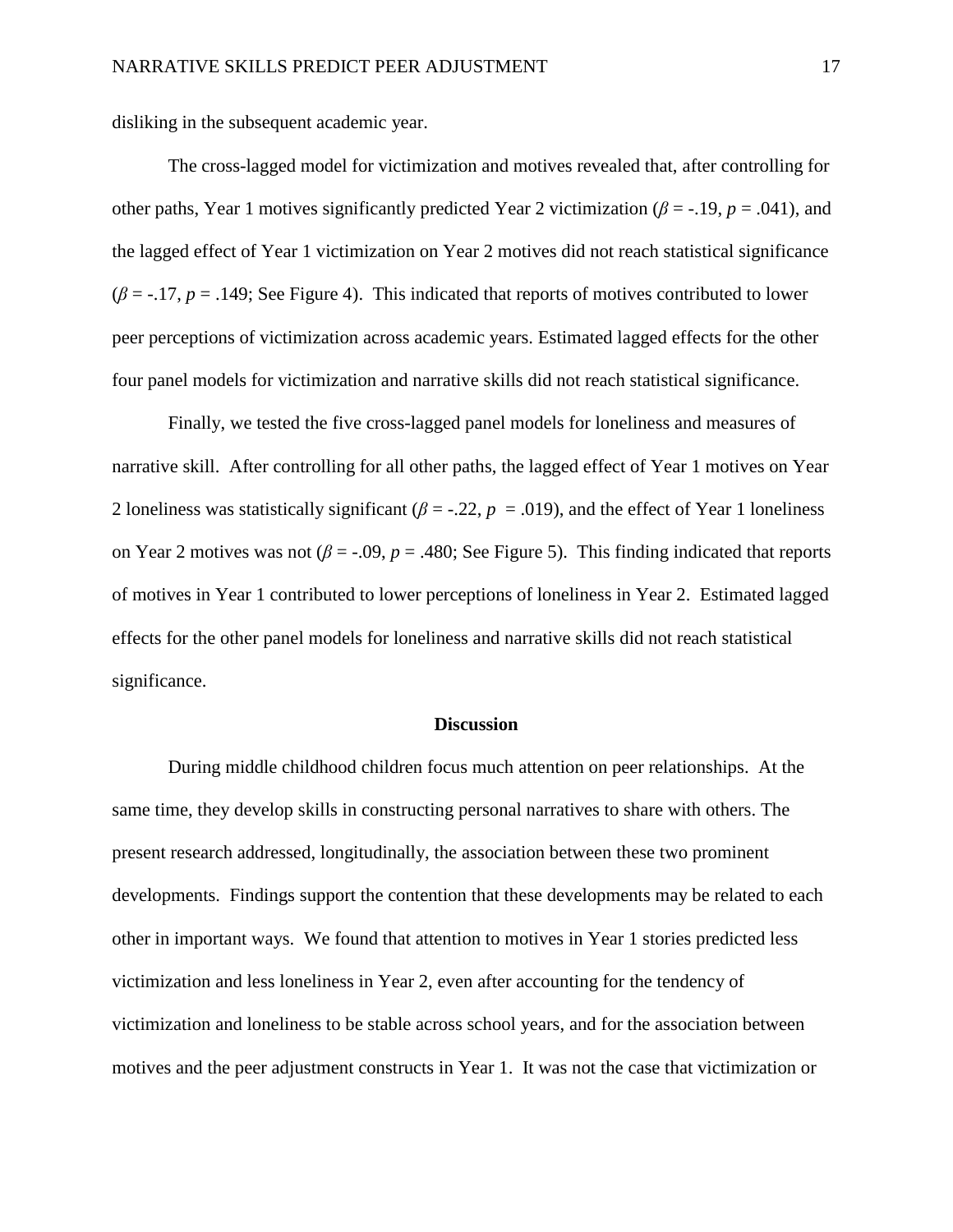disliking in the subsequent academic year.

The cross-lagged model for victimization and motives revealed that, after controlling for other paths, Year 1 motives significantly predicted Year 2 victimization ($\beta$ = -.19, $p$ = .041), and the lagged effect of Year 1 victimization on Year 2 motives did not reach statistical significance ($\beta$ = -.17, $p$ = .149; See Figure 4). This indicated that reports of motives contributed to lower peer perceptions of victimization across academic years. Estimated lagged effects for the other four panel models for victimization and narrative skills did not reach statistical significance.

Finally, we tested the five cross-lagged panel models for loneliness and measures of narrative skill. After controlling for all other paths, the lagged effect of Year 1 motives on Year 2 loneliness was statistically significant ($\beta$ = -.22, $p$ = .019), and the effect of Year 1 loneliness on Year 2 motives was not ($\beta$ = -.09, $p$ = .480; See Figure 5). This finding indicated that reports of motives in Year 1 contributed to lower perceptions of loneliness in Year 2. Estimated lagged effects for the other panel models for loneliness and narrative skills did not reach statistical significance.

## Discussion

During middle childhood children focus much attention on peer relationships. At the same time, they develop skills in constructing personal narratives to share with others. The present research addressed, longitudinally, the association between these two prominent developments. Findings support the contention that these developments may be related to each other in important ways. We found that attention to motives in Year 1 stories predicted less victimization and less loneliness in Year 2, even after accounting for the tendency of victimization and loneliness to be stable across school years, and for the association between motives and the peer adjustment constructs in Year 1. It was not the case that victimization or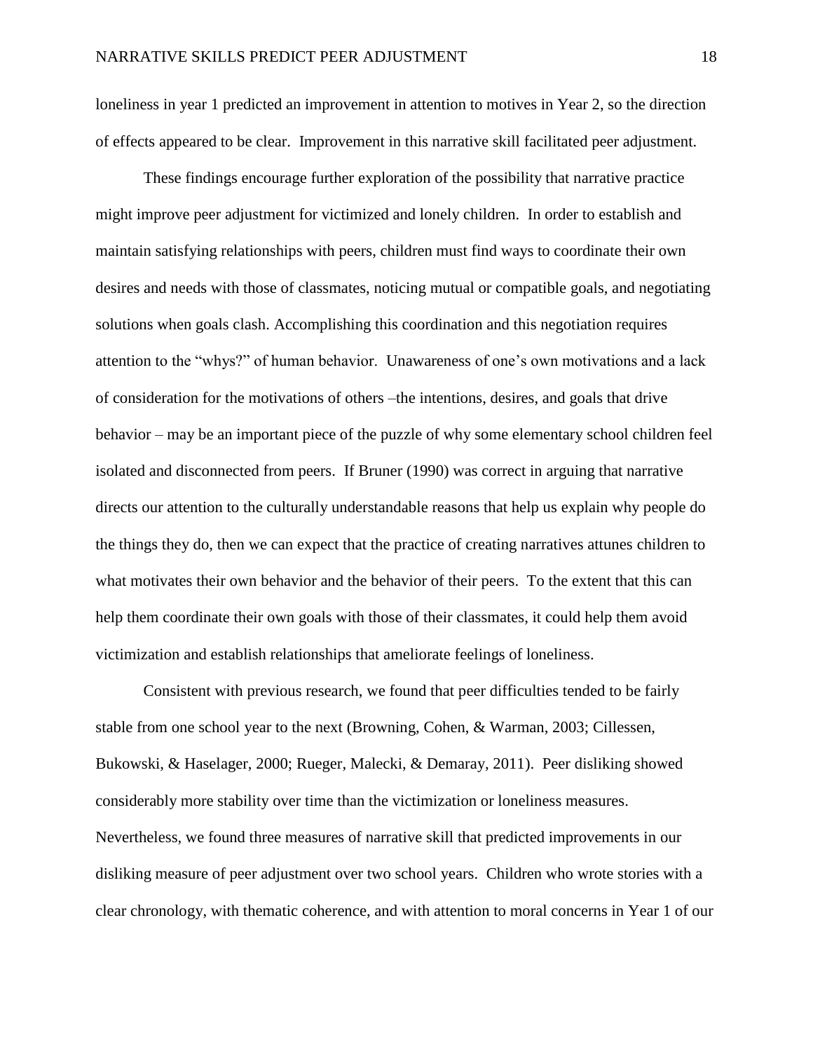loneliness in year 1 predicted an improvement in attention to motives in Year 2, so the direction of effects appeared to be clear. Improvement in this narrative skill facilitated peer adjustment.

These findings encourage further exploration of the possibility that narrative practice might improve peer adjustment for victimized and lonely children. In order to establish and maintain satisfying relationships with peers, children must find ways to coordinate their own desires and needs with those of classmates, noticing mutual or compatible goals, and negotiating solutions when goals clash. Accomplishing this coordination and this negotiation requires attention to the "whys?" of human behavior. Unawareness of one's own motivations and a lack of consideration for the motivations of others –the intentions, desires, and goals that drive behavior – may be an important piece of the puzzle of why some elementary school children feel isolated and disconnected from peers. If Bruner (1990) was correct in arguing that narrative directs our attention to the culturally understandable reasons that help us explain why people do the things they do, then we can expect that the practice of creating narratives attunes children to what motivates their own behavior and the behavior of their peers. To the extent that this can help them coordinate their own goals with those of their classmates, it could help them avoid victimization and establish relationships that ameliorate feelings of loneliness.

Consistent with previous research, we found that peer difficulties tended to be fairly stable from one school year to the next (Browning, Cohen, & Warman, 2003; Cillessen, Bukowski, & Haselager, 2000; Rueger, Malecki, & Demaray, 2011). Peer disliking showed considerably more stability over time than the victimization or loneliness measures. Nevertheless, we found three measures of narrative skill that predicted improvements in our disliking measure of peer adjustment over two school years. Children who wrote stories with a clear chronology, with thematic coherence, and with attention to moral concerns in Year 1 of our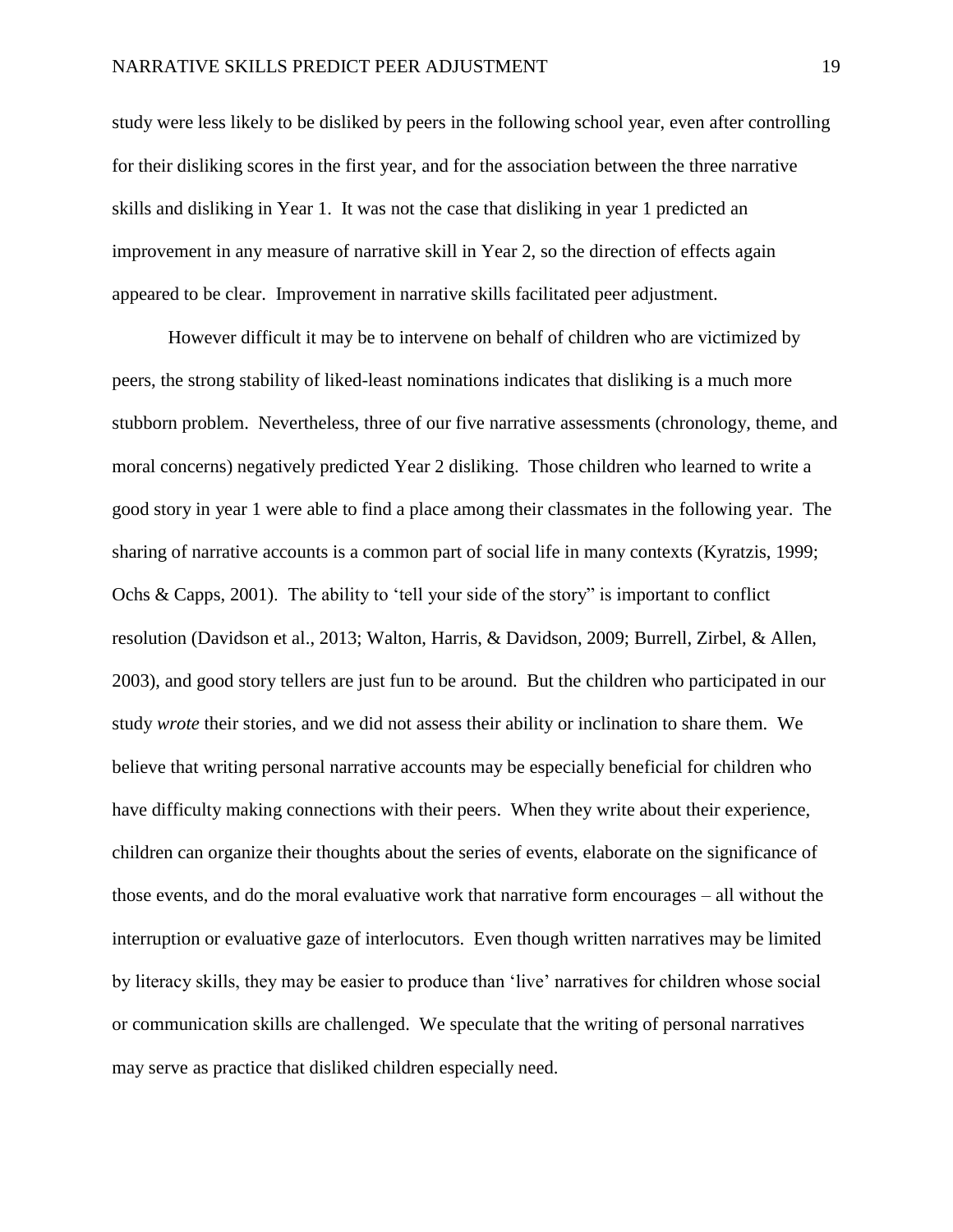study were less likely to be disliked by peers in the following school year, even after controlling for their disliking scores in the first year, and for the association between the three narrative skills and disliking in Year 1. It was not the case that disliking in year 1 predicted an improvement in any measure of narrative skill in Year 2, so the direction of effects again appeared to be clear. Improvement in narrative skills facilitated peer adjustment.

However difficult it may be to intervene on behalf of children who are victimized by peers, the strong stability of liked-least nominations indicates that disliking is a much more stubborn problem. Nevertheless, three of our five narrative assessments (chronology, theme, and moral concerns) negatively predicted Year 2 disliking. Those children who learned to write a good story in year 1 were able to find a place among their classmates in the following year. The sharing of narrative accounts is a common part of social life in many contexts (Kyratzis, 1999; Ochs & Capps, 2001). The ability to 'tell your side of the story" is important to conflict resolution (Davidson et al., 2013; Walton, Harris, & Davidson, 2009; Burrell, Zirbel, & Allen, 2003), and good story tellers are just fun to be around. But the children who participated in our study *wrote* their stories, and we did not assess their ability or inclination to share them. We believe that writing personal narrative accounts may be especially beneficial for children who have difficulty making connections with their peers. When they write about their experience, children can organize their thoughts about the series of events, elaborate on the significance of those events, and do the moral evaluative work that narrative form encourages – all without the interruption or evaluative gaze of interlocutors. Even though written narratives may be limited by literacy skills, they may be easier to produce than 'live' narratives for children whose social or communication skills are challenged. We speculate that the writing of personal narratives may serve as practice that disliked children especially need.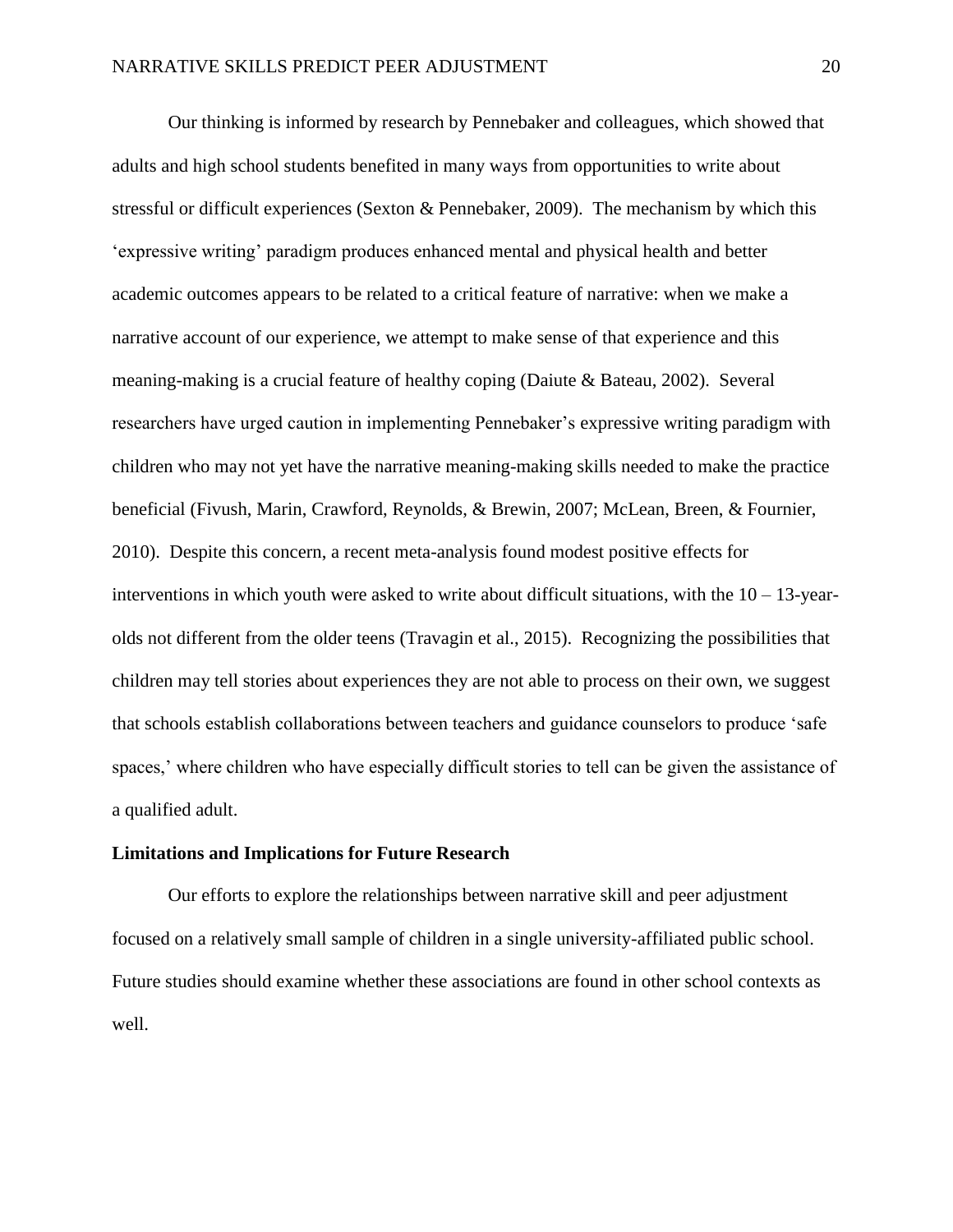Our thinking is informed by research by Pennebaker and colleagues, which showed that adults and high school students benefited in many ways from opportunities to write about stressful or difficult experiences (Sexton & Pennebaker, 2009). The mechanism by which this 'expressive writing' paradigm produces enhanced mental and physical health and better academic outcomes appears to be related to a critical feature of narrative: when we make a narrative account of our experience, we attempt to make sense of that experience and this meaning-making is a crucial feature of healthy coping (Daiute & Bateau, 2002). Several researchers have urged caution in implementing Pennebaker's expressive writing paradigm with children who may not yet have the narrative meaning-making skills needed to make the practice beneficial (Fivush, Marin, Crawford, Reynolds, & Brewin, 2007; McLean, Breen, & Fournier, 2010). Despite this concern, a recent meta-analysis found modest positive effects for interventions in which youth were asked to write about difficult situations, with the 10 – 13-year-olds not different from the older teens (Travagin et al., 2015). Recognizing the possibilities that children may tell stories about experiences they are not able to process on their own, we suggest that schools establish collaborations between teachers and guidance counselors to produce 'safe spaces,' where children who have especially difficult stories to tell can be given the assistance of a qualified adult.

### Limitations and Implications for Future Research

Our efforts to explore the relationships between narrative skill and peer adjustment focused on a relatively small sample of children in a single university-affiliated public school. Future studies should examine whether these associations are found in other school contexts as well.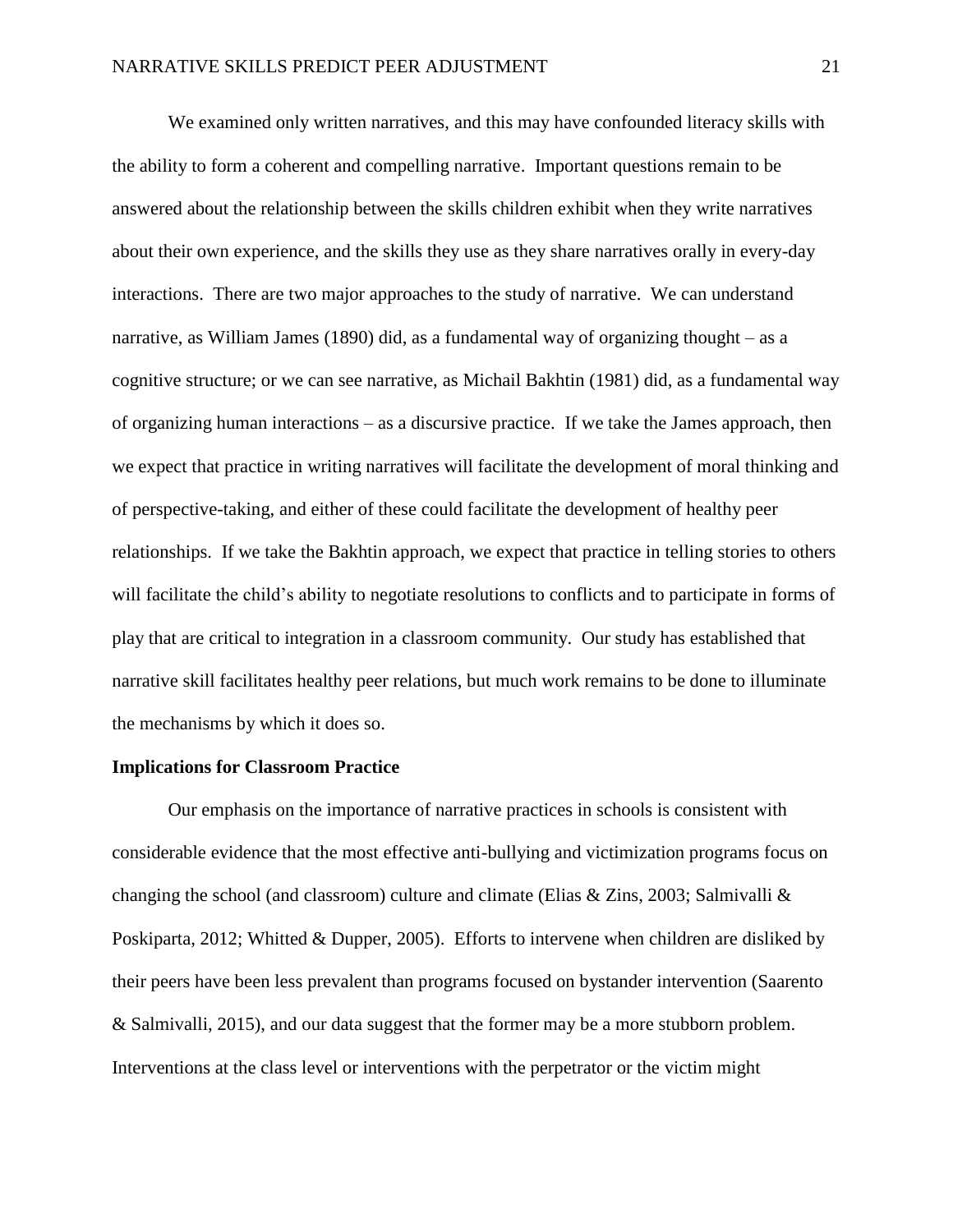We examined only written narratives, and this may have confounded literacy skills with the ability to form a coherent and compelling narrative. Important questions remain to be answered about the relationship between the skills children exhibit when they write narratives about their own experience, and the skills they use as they share narratives orally in every-day interactions. There are two major approaches to the study of narrative. We can understand narrative, as William James (1890) did, as a fundamental way of organizing thought – as a cognitive structure; or we can see narrative, as Michail Bakhtin (1981) did, as a fundamental way of organizing human interactions – as a discursive practice. If we take the James approach, then we expect that practice in writing narratives will facilitate the development of moral thinking and of perspective-taking, and either of these could facilitate the development of healthy peer relationships. If we take the Bakhtin approach, we expect that practice in telling stories to others will facilitate the child's ability to negotiate resolutions to conflicts and to participate in forms of play that are critical to integration in a classroom community. Our study has established that narrative skill facilitates healthy peer relations, but much work remains to be done to illuminate the mechanisms by which it does so.

**Implications for Classroom Practice**

Our emphasis on the importance of narrative practices in schools is consistent with considerable evidence that the most effective anti-bullying and victimization programs focus on changing the school (and classroom) culture and climate (Elias & Zins, 2003; Salmivalli & Poskiparta, 2012; Whitted & Dupper, 2005). Efforts to intervene when children are disliked by their peers have been less prevalent than programs focused on bystander intervention (Saarento & Salmivalli, 2015), and our data suggest that the former may be a more stubborn problem. Interventions at the class level or interventions with the perpetrator or the victim might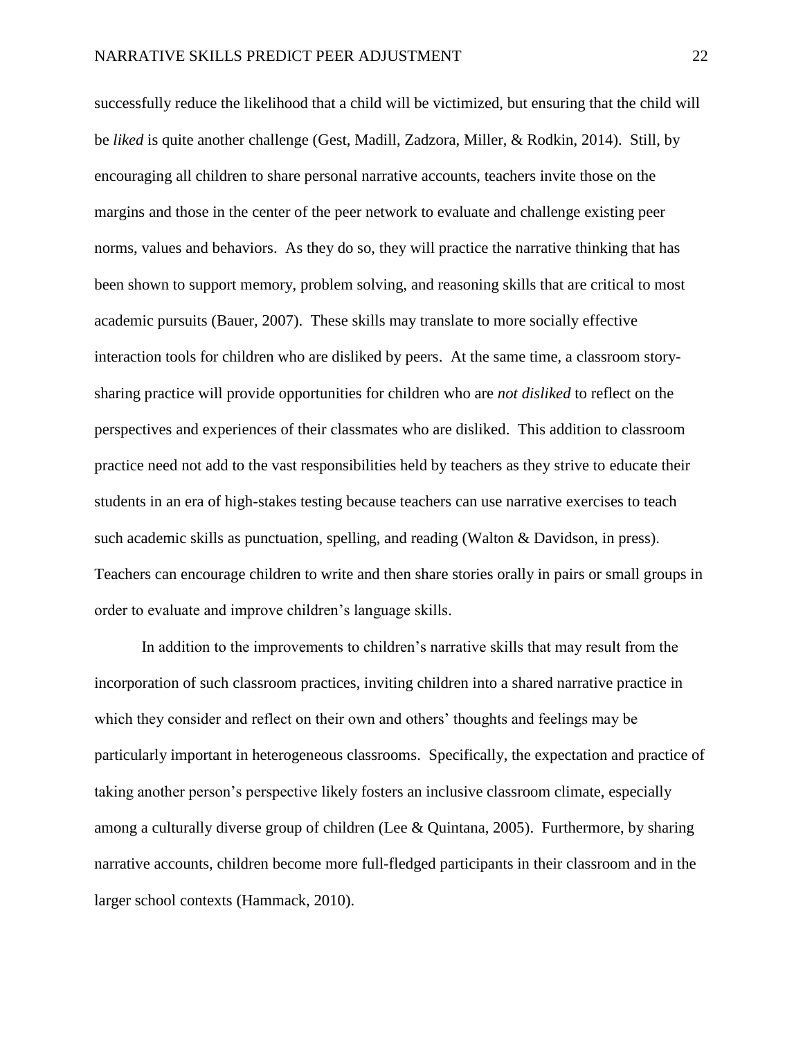successfully reduce the likelihood that a child will be victimized, but ensuring that the child will be *liked* is quite another challenge (Gest, Madill, Zadzora, Miller, & Rodkin, 2014). Still, by encouraging all children to share personal narrative accounts, teachers invite those on the margins and those in the center of the peer network to evaluate and challenge existing peer norms, values and behaviors. As they do so, they will practice the narrative thinking that has been shown to support memory, problem solving, and reasoning skills that are critical to most academic pursuits (Bauer, 2007). These skills may translate to more socially effective interaction tools for children who are disliked by peers. At the same time, a classroom story-sharing practice will provide opportunities for children who are *not disliked* to reflect on the perspectives and experiences of their classmates who are disliked. This addition to classroom practice need not add to the vast responsibilities held by teachers as they strive to educate their students in an era of high-stakes testing because teachers can use narrative exercises to teach such academic skills as punctuation, spelling, and reading (Walton & Davidson, in press). Teachers can encourage children to write and then share stories orally in pairs or small groups in order to evaluate and improve children's language skills.

In addition to the improvements to children's narrative skills that may result from the incorporation of such classroom practices, inviting children into a shared narrative practice in which they consider and reflect on their own and others' thoughts and feelings may be particularly important in heterogeneous classrooms. Specifically, the expectation and practice of taking another person's perspective likely fosters an inclusive classroom climate, especially among a culturally diverse group of children (Lee & Quintana, 2005). Furthermore, by sharing narrative accounts, children become more full-fledged participants in their classroom and in the larger school contexts (Hammack, 2010).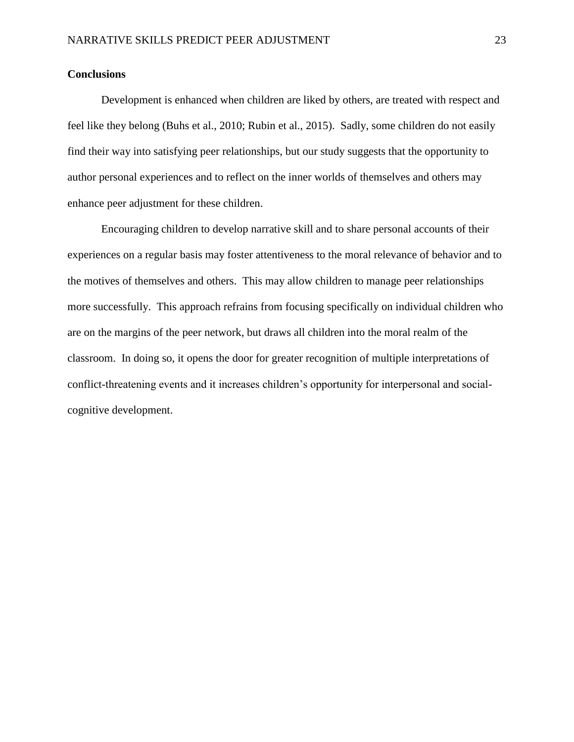## Conclusions

Development is enhanced when children are liked by others, are treated with respect and feel like they belong (Buhs et al., 2010; Rubin et al., 2015). Sadly, some children do not easily find their way into satisfying peer relationships, but our study suggests that the opportunity to author personal experiences and to reflect on the inner worlds of themselves and others may enhance peer adjustment for these children.

Encouraging children to develop narrative skill and to share personal accounts of their experiences on a regular basis may foster attentiveness to the moral relevance of behavior and to the motives of themselves and others. This may allow children to manage peer relationships more successfully. This approach refrains from focusing specifically on individual children who are on the margins of the peer network, but draws all children into the moral realm of the classroom. In doing so, it opens the door for greater recognition of multiple interpretations of conflict-threatening events and it increases children's opportunity for interpersonal and social-cognitive development.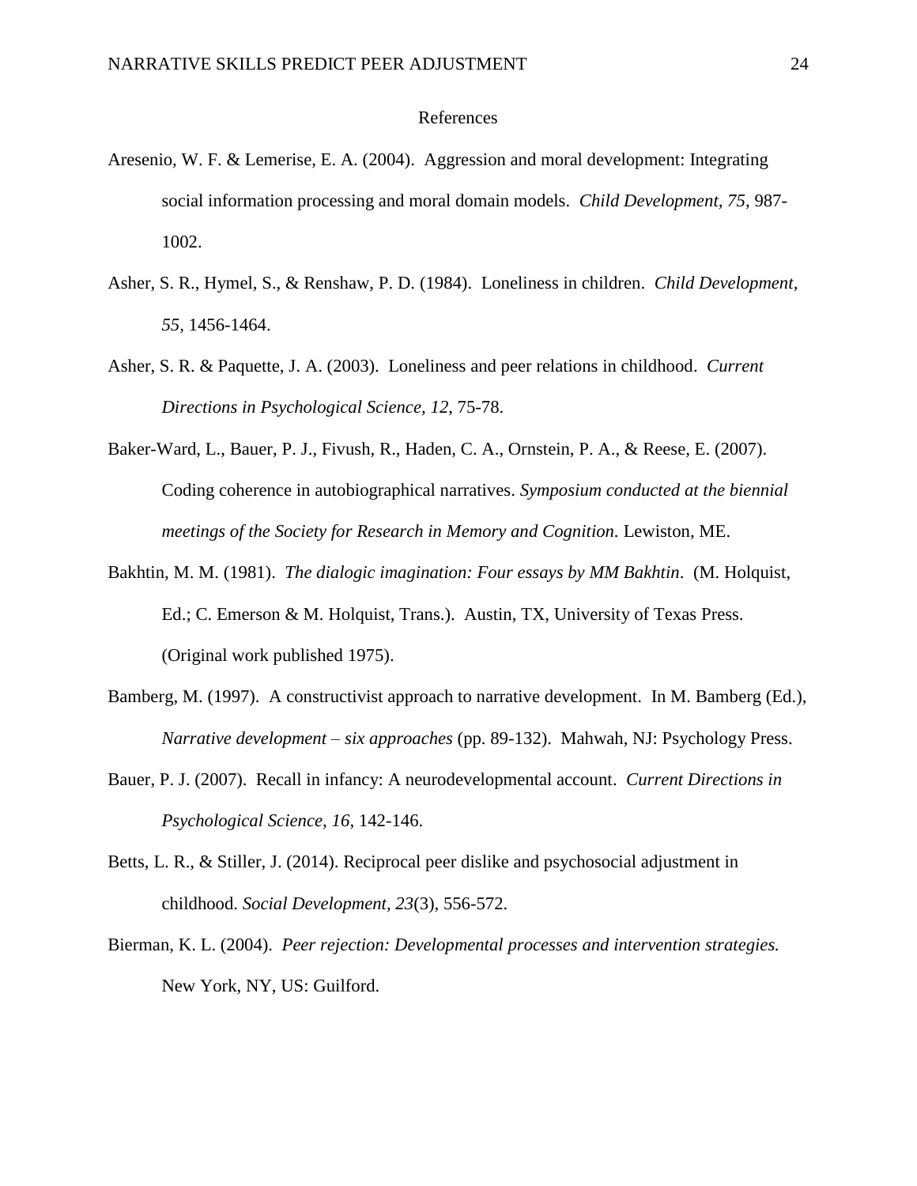# References

Aresenio, W. F. & Lemerise, E. A. (2004). Aggression and moral development: Integrating social information processing and moral domain models. *Child Development, 75*, 987-1002.

Asher, S. R., Hymel, S., & Renshaw, P. D. (1984). Loneliness in children. *Child Development*, *55*, 1456-1464.

Asher, S. R. & Paquette, J. A. (2003). Loneliness and peer relations in childhood. *Current Directions in Psychological Science, 12*, 75-78.

Baker-Ward, L., Bauer, P. J., Fivush, R., Haden, C. A., Ornstein, P. A., & Reese, E. (2007). Coding coherence in autobiographical narratives. *Symposium conducted at the biennial meetings of the Society for Research in Memory and Cognition*. Lewiston, ME.

Bakhtin, M. M. (1981). *The dialogic imagination: Four essays by MM Bakhtin*. (M. Holquist, Ed.; C. Emerson & M. Holquist, Trans.). Austin, TX, University of Texas Press. (Original work published 1975).

Bamberg, M. (1997). A constructivist approach to narrative development. In M. Bamberg (Ed.), *Narrative development – six approaches* (pp. 89-132). Mahwah, NJ: Psychology Press.

Bauer, P. J. (2007). Recall in infancy: A neurodevelopmental account. *Current Directions in Psychological Science, 16*, 142-146.

Betts, L. R., & Stiller, J. (2014). Reciprocal peer dislike and psychosocial adjustment in childhood. *Social Development*, *23*(3), 556-572.

Bierman, K. L. (2004). *Peer rejection: Developmental processes and intervention strategies.* New York, NY, US: Guilford.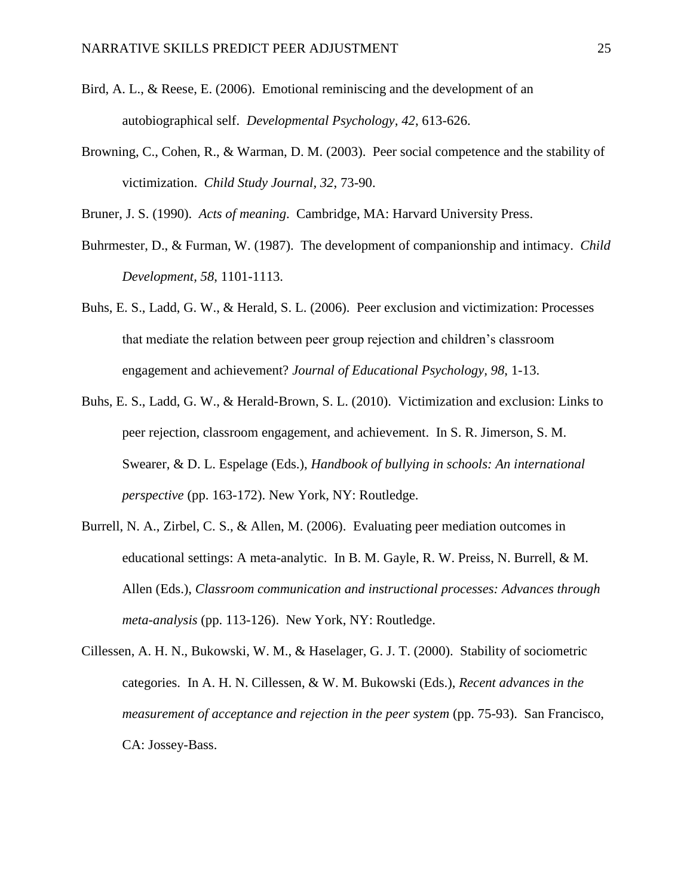Bird, A. L., & Reese, E. (2006). Emotional reminiscing and the development of an autobiographical self. *Developmental Psychology, 42*, 613-626.

Browning, C., Cohen, R., & Warman, D. M. (2003). Peer social competence and the stability of victimization. *Child Study Journal, 32*, 73-90.

Bruner, J. S. (1990). *Acts of meaning*. Cambridge, MA: Harvard University Press.

Buhrmester, D., & Furman, W. (1987). The development of companionship and intimacy. *Child Development, 58*, 1101-1113.

Buhs, E. S., Ladd, G. W., & Herald, S. L. (2006). Peer exclusion and victimization: Processes that mediate the relation between peer group rejection and children's classroom engagement and achievement? *Journal of Educational Psychology, 98*, 1-13.

Buhs, E. S., Ladd, G. W., & Herald-Brown, S. L. (2010). Victimization and exclusion: Links to peer rejection, classroom engagement, and achievement. In S. R. Jimerson, S. M. Swearer, & D. L. Espelage (Eds.), *Handbook of bullying in schools: An international perspective* (pp. 163-172). New York, NY: Routledge.

Burrell, N. A., Zirbel, C. S., & Allen, M. (2006). Evaluating peer mediation outcomes in educational settings: A meta-analytic. In B. M. Gayle, R. W. Preiss, N. Burrell, & M. Allen (Eds.), *Classroom communication and instructional processes: Advances through meta-analysis* (pp. 113-126). New York, NY: Routledge.

Cillessen, A. H. N., Bukowski, W. M., & Haselager, G. J. T. (2000). Stability of sociometric categories. In A. H. N. Cillessen, & W. M. Bukowski (Eds.), *Recent advances in the measurement of acceptance and rejection in the peer system* (pp. 75-93). San Francisco, CA: Jossey-Bass.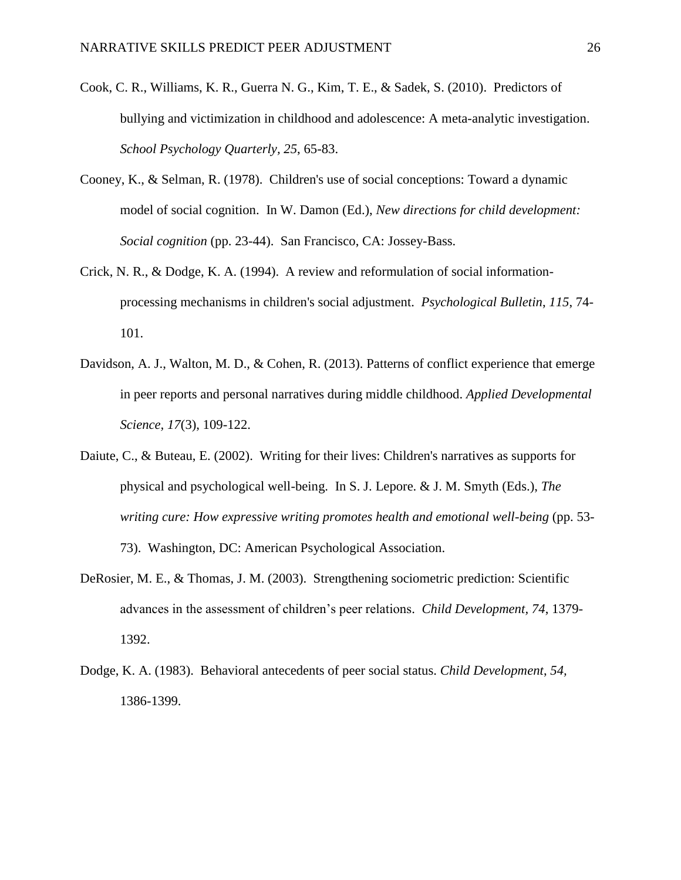Cook, C. R., Williams, K. R., Guerra N. G., Kim, T. E., & Sadek, S. (2010). Predictors of bullying and victimization in childhood and adolescence: A meta-analytic investigation. *School Psychology Quarterly, 25*, 65-83.

Cooney, K., & Selman, R. (1978). Children's use of social conceptions: Toward a dynamic model of social cognition. In W. Damon (Ed.), *New directions for child development: Social cognition* (pp. 23-44). San Francisco, CA: Jossey-Bass.

Crick, N. R., & Dodge, K. A. (1994). A review and reformulation of social information-processing mechanisms in children's social adjustment. *Psychological Bulletin*, *115*, 74-101.

Davidson, A. J., Walton, M. D., & Cohen, R. (2013). Patterns of conflict experience that emerge in peer reports and personal narratives during middle childhood. *Applied Developmental Science, 17*(3), 109-122.

Daiute, C., & Buteau, E. (2002). Writing for their lives: Children's narratives as supports for physical and psychological well-being. In S. J. Lepore. & J. M. Smyth (Eds.), *The writing cure: How expressive writing promotes health and emotional well-being* (pp. 53-73). Washington, DC: American Psychological Association.

DeRosier, M. E., & Thomas, J. M. (2003). Strengthening sociometric prediction: Scientific advances in the assessment of children's peer relations. *Child Development*, *74*, 1379-1392.

Dodge, K. A. (1983). Behavioral antecedents of peer social status. *Child Development*, *54*, 1386-1399.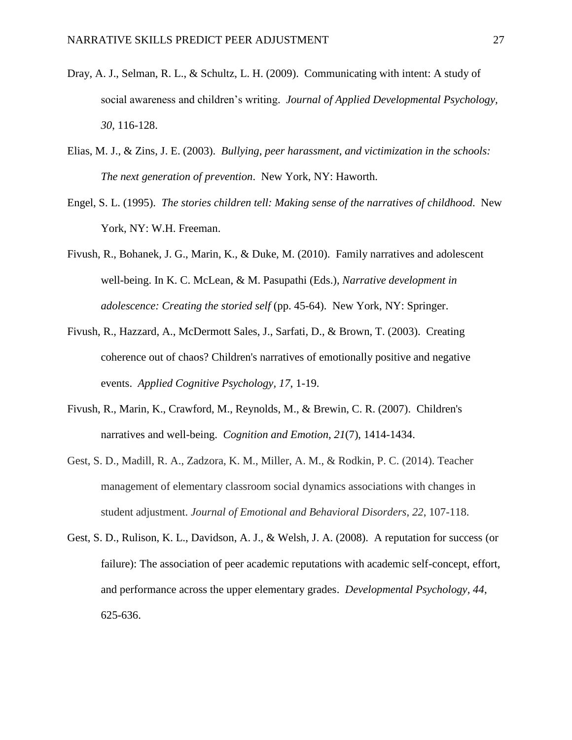Dray, A. J., Selman, R. L., & Schultz, L. H. (2009). Communicating with intent: A study of social awareness and children's writing. *Journal of Applied Developmental Psychology, 30*, 116-128.

Elias, M. J., & Zins, J. E. (2003). *Bullying, peer harassment, and victimization in the schools: The next generation of prevention*. New York, NY: Haworth.

Engel, S. L. (1995). *The stories children tell: Making sense of the narratives of childhood*. New York, NY: W.H. Freeman.

Fivush, R., Bohanek, J. G., Marin, K., & Duke, M. (2010). Family narratives and adolescent well-being. In K. C. McLean, & M. Pasupathi (Eds.), *Narrative development in adolescence: Creating the storied self* (pp. 45-64). New York, NY: Springer.

Fivush, R., Hazzard, A., McDermott Sales, J., Sarfati, D., & Brown, T. (2003). Creating coherence out of chaos? Children's narratives of emotionally positive and negative events. *Applied Cognitive Psychology, 17*, 1-19.

Fivush, R., Marin, K., Crawford, M., Reynolds, M., & Brewin, C. R. (2007). Children's narratives and well-being. *Cognition and Emotion, 21*(7), 1414-1434.

Gest, S. D., Madill, R. A., Zadzora, K. M., Miller, A. M., & Rodkin, P. C. (2014). Teacher management of elementary classroom social dynamics associations with changes in student adjustment. *Journal of Emotional and Behavioral Disorders, 22*, 107-118.

Gest, S. D., Rulison, K. L., Davidson, A. J., & Welsh, J. A. (2008). A reputation for success (or failure): The association of peer academic reputations with academic self-concept, effort, and performance across the upper elementary grades. *Developmental Psychology, 44*, 625-636.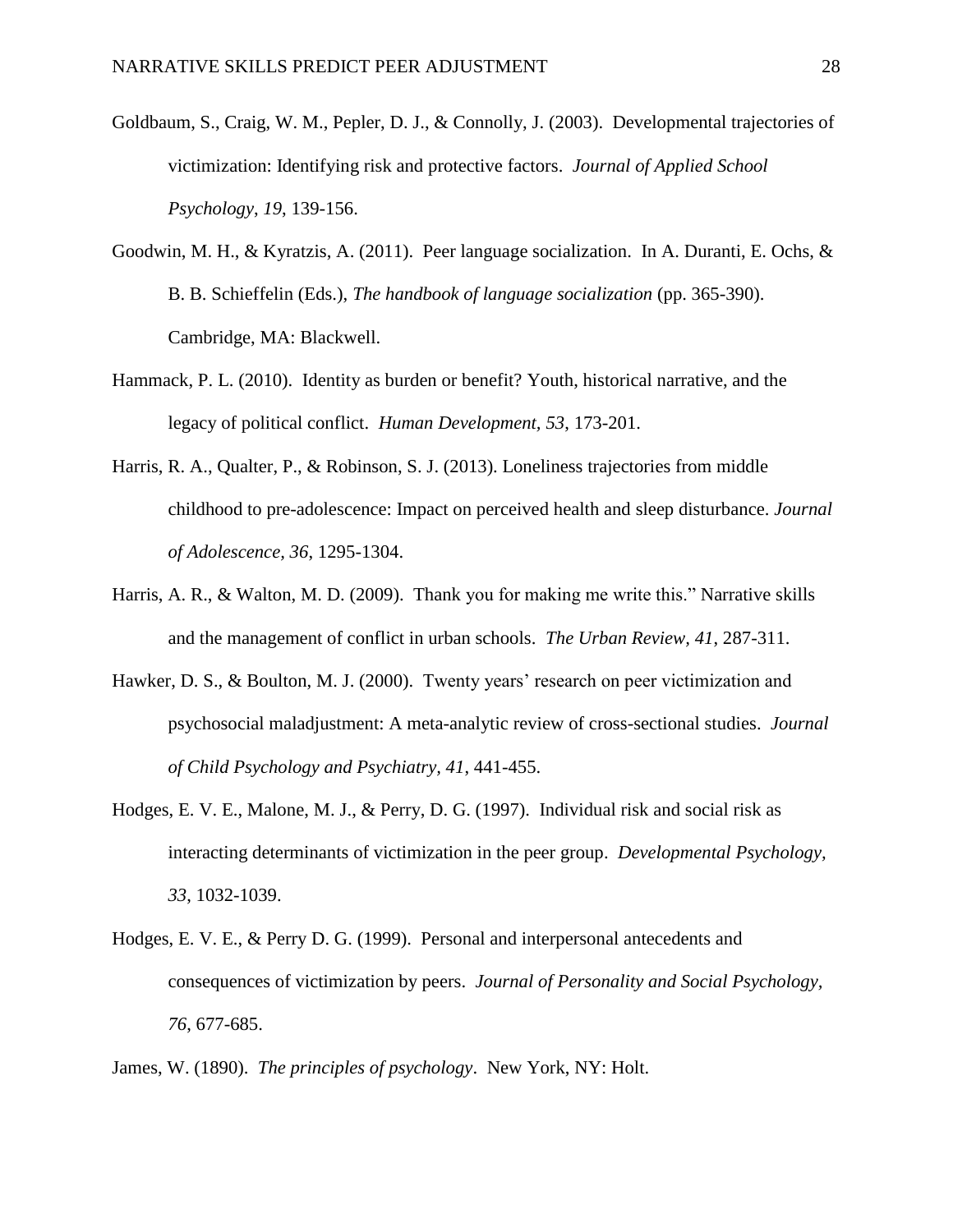Goldbaum, S., Craig, W. M., Pepler, D. J., & Connolly, J. (2003). Developmental trajectories of victimization: Identifying risk and protective factors. *Journal of Applied School Psychology*, *19*, 139-156.

Goodwin, M. H., & Kyratzis, A. (2011). Peer language socialization. In A. Duranti, E. Ochs, & B. B. Schieffelin (Eds.), *The handbook of language socialization* (pp. 365-390). Cambridge, MA: Blackwell.

Hammack, P. L. (2010). Identity as burden or benefit? Youth, historical narrative, and the legacy of political conflict. *Human Development, 53*, 173-201.

Harris, R. A., Qualter, P., & Robinson, S. J. (2013). Loneliness trajectories from middle childhood to pre-adolescence: Impact on perceived health and sleep disturbance. *Journal of Adolescence, 36*, 1295-1304.

Harris, A. R., & Walton, M. D. (2009). Thank you for making me write this." Narrative skills and the management of conflict in urban schools. *The Urban Review, 41*, 287-311.

Hawker, D. S., & Boulton, M. J. (2000). Twenty years' research on peer victimization and psychosocial maladjustment: A meta-analytic review of cross-sectional studies. *Journal of Child Psychology and Psychiatry, 41*, 441-455.

Hodges, E. V. E., Malone, M. J., & Perry, D. G. (1997). Individual risk and social risk as interacting determinants of victimization in the peer group. *Developmental Psychology, 33*, 1032-1039.

Hodges, E. V. E., & Perry D. G. (1999). Personal and interpersonal antecedents and consequences of victimization by peers. *Journal of Personality and Social Psychology, 76*, 677-685.

James, W. (1890). *The principles of psychology*. New York, NY: Holt.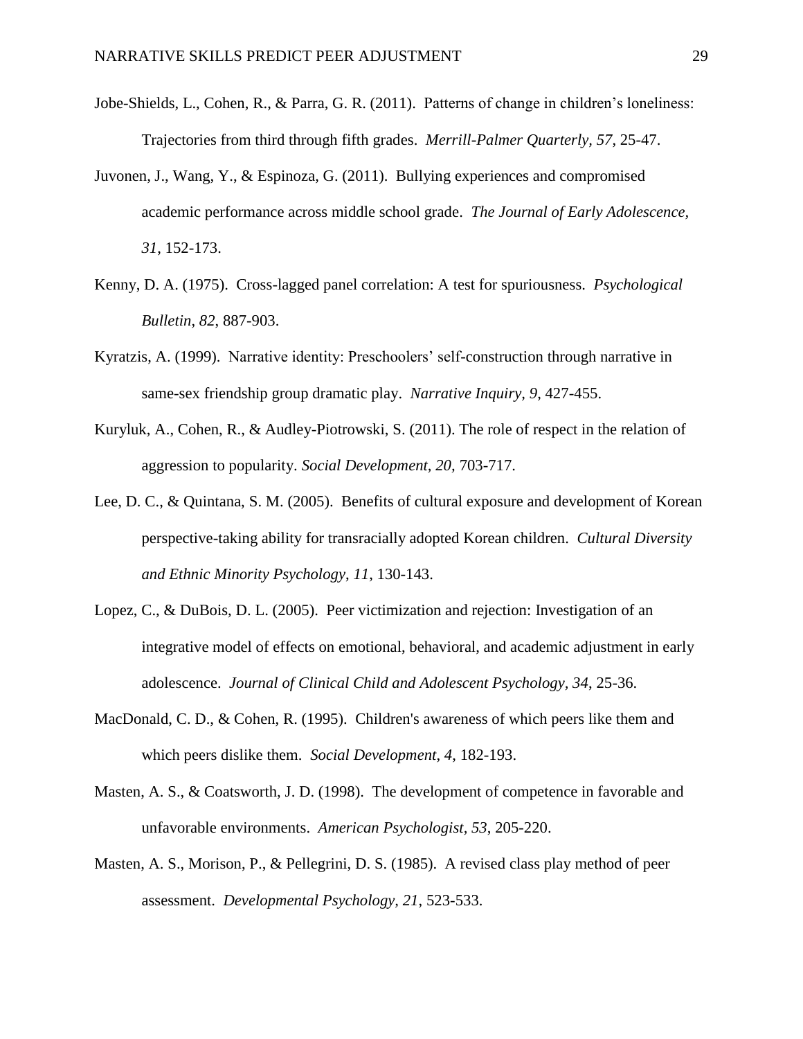Jobe-Shields, L., Cohen, R., & Parra, G. R. (2011). Patterns of change in children's loneliness: Trajectories from third through fifth grades. *Merrill-Palmer Quarterly, 57,* 25-47.

Juvonen, J., Wang, Y., & Espinoza, G. (2011). Bullying experiences and compromised academic performance across middle school grade. *The Journal of Early Adolescence, 31*, 152-173.

Kenny, D. A. (1975). Cross-lagged panel correlation: A test for spuriousness. *Psychological Bulletin, 82*, 887-903.

Kyratzis, A. (1999). Narrative identity: Preschoolers' self-construction through narrative in same-sex friendship group dramatic play. *Narrative Inquiry, 9*, 427-455.

Kuryluk, A., Cohen, R., & Audley-Piotrowski, S. (2011). The role of respect in the relation of aggression to popularity. *Social Development, 20,* 703-717.

Lee, D. C., & Quintana, S. M. (2005). Benefits of cultural exposure and development of Korean perspective-taking ability for transracially adopted Korean children. *Cultural Diversity and Ethnic Minority Psychology, 11*, 130-143.

Lopez, C., & DuBois, D. L. (2005). Peer victimization and rejection: Investigation of an integrative model of effects on emotional, behavioral, and academic adjustment in early adolescence. *Journal of Clinical Child and Adolescent Psychology, 34*, 25-36.

MacDonald, C. D., & Cohen, R. (1995). Children's awareness of which peers like them and which peers dislike them. *Social Development*, *4*, 182-193.

Masten, A. S., & Coatsworth, J. D. (1998). The development of competence in favorable and unfavorable environments. *American Psychologist, 53*, 205-220.

Masten, A. S., Morison, P., & Pellegrini, D. S. (1985). A revised class play method of peer assessment. *Developmental Psychology, 21*, 523-533.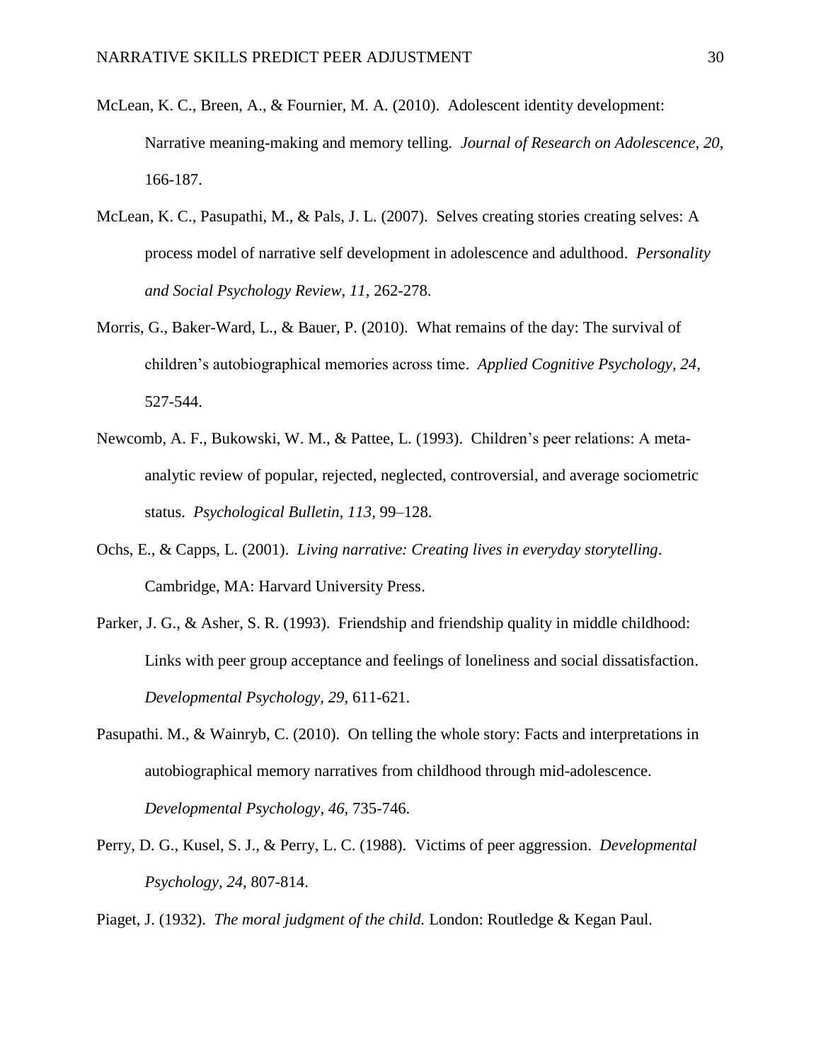McLean, K. C., Breen, A., & Fournier, M. A. (2010). Adolescent identity development: Narrative meaning-making and memory telling. *Journal of Research on Adolescence*, *20*, 166-187.

McLean, K. C., Pasupathi, M., & Pals, J. L. (2007). Selves creating stories creating selves: A process model of narrative self development in adolescence and adulthood. *Personality and Social Psychology Review, 11*, 262-278.

Morris, G., Baker-Ward, L., & Bauer, P. (2010). What remains of the day: The survival of children's autobiographical memories across time. *Applied Cognitive Psychology*, *24*, 527-544.

Newcomb, A. F., Bukowski, W. M., & Pattee, L. (1993). Children's peer relations: A meta-analytic review of popular, rejected, neglected, controversial, and average sociometric status. *Psychological Bulletin, 113,* 99–128.

Ochs, E., & Capps, L. (2001). *Living narrative: Creating lives in everyday storytelling*. Cambridge, MA: Harvard University Press.

Parker, J. G., & Asher, S. R. (1993). Friendship and friendship quality in middle childhood: Links with peer group acceptance and feelings of loneliness and social dissatisfaction. *Developmental Psychology, 29*, 611-621.

Pasupathi. M., & Wainryb, C. (2010). On telling the whole story: Facts and interpretations in autobiographical memory narratives from childhood through mid-adolescence. *Developmental Psychology*, *46*, 735-746.

Perry, D. G., Kusel, S. J., & Perry, L. C. (1988). Victims of peer aggression. *Developmental Psychology, 24*, 807-814.

Piaget, J. (1932). *The moral judgment of the child.* London: Routledge & Kegan Paul.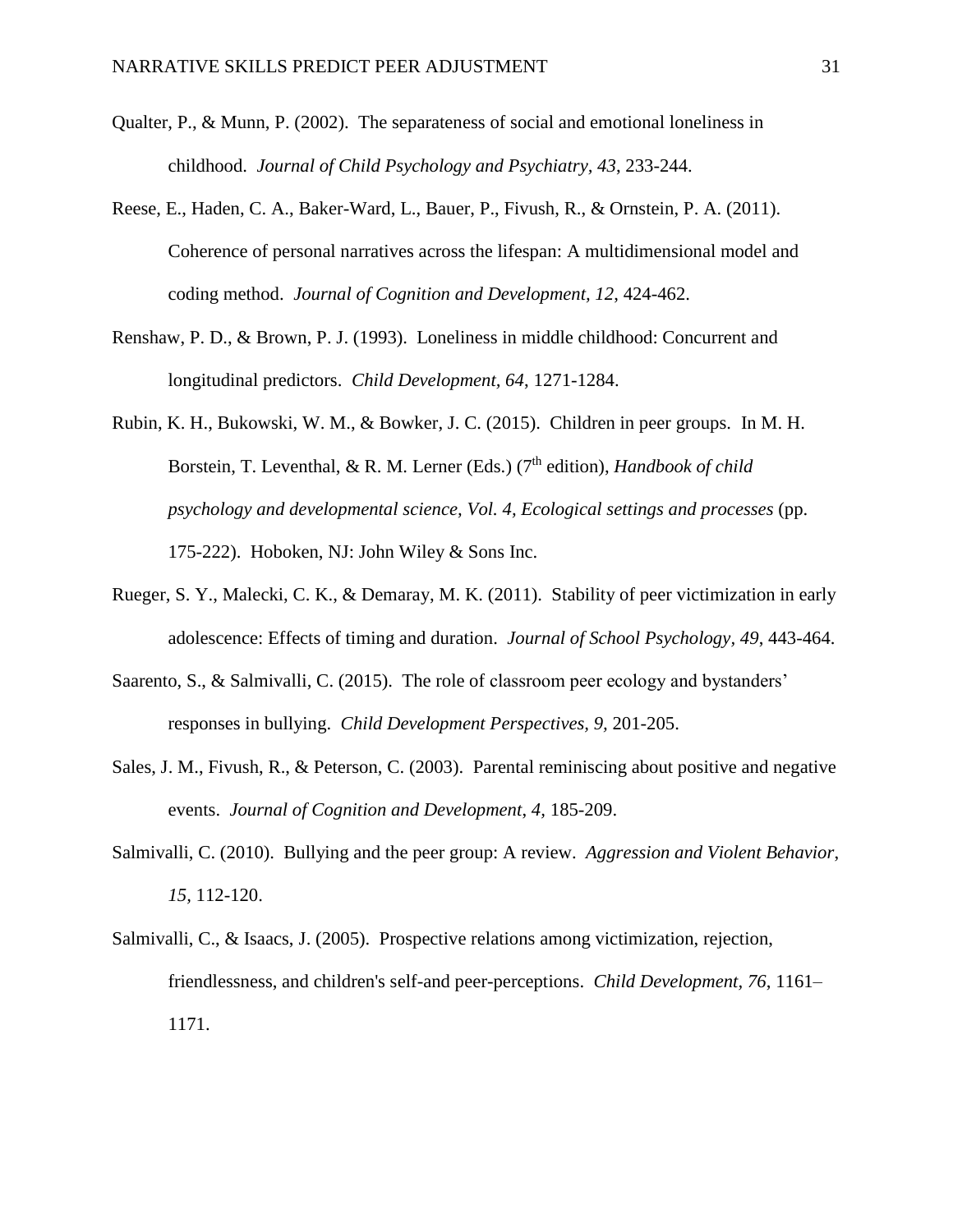Qualter, P., & Munn, P. (2002). The separateness of social and emotional loneliness in childhood. *Journal of Child Psychology and Psychiatry, 43*, 233-244.

Reese, E., Haden, C. A., Baker-Ward, L., Bauer, P., Fivush, R., & Ornstein, P. A. (2011). Coherence of personal narratives across the lifespan: A multidimensional model and coding method. *Journal of Cognition and Development, 12*, 424-462.

Renshaw, P. D., & Brown, P. J. (1993). Loneliness in middle childhood: Concurrent and longitudinal predictors. *Child Development, 64*, 1271-1284.

Rubin, K. H., Bukowski, W. M., & Bowker, J. C. (2015). Children in peer groups. In M. H. Borstein, T. Leventhal, & R. M. Lerner (Eds.) (7th edition), *Handbook of child psychology and developmental science, Vol. 4, Ecological settings and processes* (pp. 175-222). Hoboken, NJ: John Wiley & Sons Inc.

Rueger, S. Y., Malecki, C. K., & Demaray, M. K. (2011). Stability of peer victimization in early adolescence: Effects of timing and duration. *Journal of School Psychology, 49*, 443-464.

Saarento, S., & Salmivalli, C. (2015). The role of classroom peer ecology and bystanders' responses in bullying. *Child Development Perspectives, 9*, 201-205.

Sales, J. M., Fivush, R., & Peterson, C. (2003). Parental reminiscing about positive and negative events. *Journal of Cognition and Development*, *4*, 185-209.

Salmivalli, C. (2010). Bullying and the peer group: A review. *Aggression and Violent Behavior*, *15*, 112-120.

Salmivalli, C., & Isaacs, J. (2005). Prospective relations among victimization, rejection, friendlessness, and children's self-and peer-perceptions. *Child Development, 76*, 1161–1171.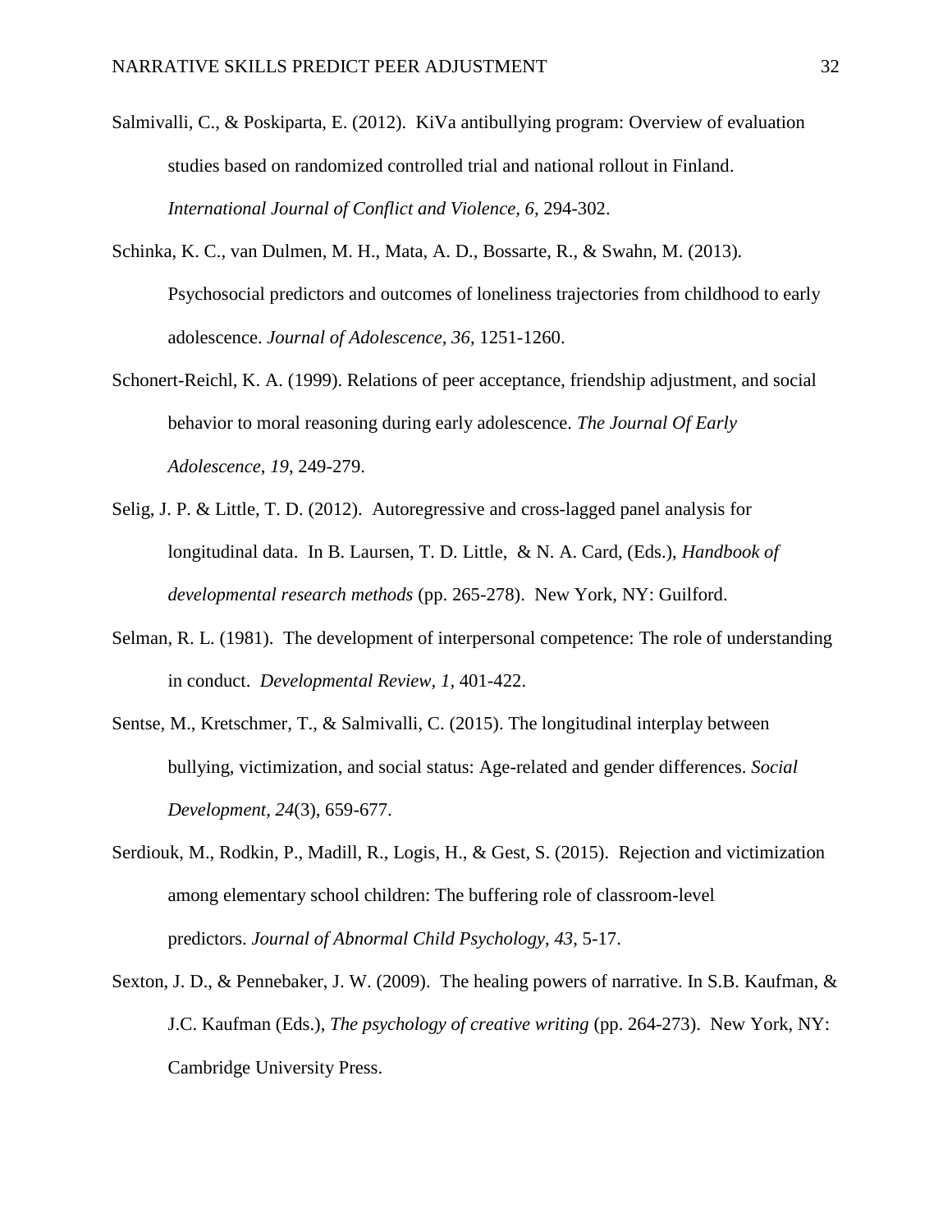Salmivalli, C., & Poskiparta, E. (2012). KiVa antibullying program: Overview of evaluation studies based on randomized controlled trial and national rollout in Finland. *International Journal of Conflict and Violence, 6*, 294-302.

Schinka, K. C., van Dulmen, M. H., Mata, A. D., Bossarte, R., & Swahn, M. (2013). Psychosocial predictors and outcomes of loneliness trajectories from childhood to early adolescence. *Journal of Adolescence, 36*, 1251-1260.

Schonert-Reichl, K. A. (1999). Relations of peer acceptance, friendship adjustment, and social behavior to moral reasoning during early adolescence. *The Journal Of Early Adolescence*, *19*, 249-279.

Selig, J. P. & Little, T. D. (2012). Autoregressive and cross-lagged panel analysis for longitudinal data. In B. Laursen, T. D. Little, & N. A. Card, (Eds.), *Handbook of developmental research methods* (pp. 265-278). New York, NY: Guilford.

Selman, R. L. (1981). The development of interpersonal competence: The role of understanding in conduct. *Developmental Review, 1,* 401-422.

Sentse, M., Kretschmer, T., & Salmivalli, C. (2015). The longitudinal interplay between bullying, victimization, and social status: Age-related and gender differences. *Social Development, 24*(3), 659-677.

Serdiouk, M., Rodkin, P., Madill, R., Logis, H., & Gest, S. (2015). Rejection and victimization among elementary school children: The buffering role of classroom-level predictors. *Journal of Abnormal Child Psychology*, *43*, 5-17.

Sexton, J. D., & Pennebaker, J. W. (2009). The healing powers of narrative. In S.B. Kaufman, & J.C. Kaufman (Eds.), *The psychology of creative writing* (pp. 264-273). New York, NY: Cambridge University Press.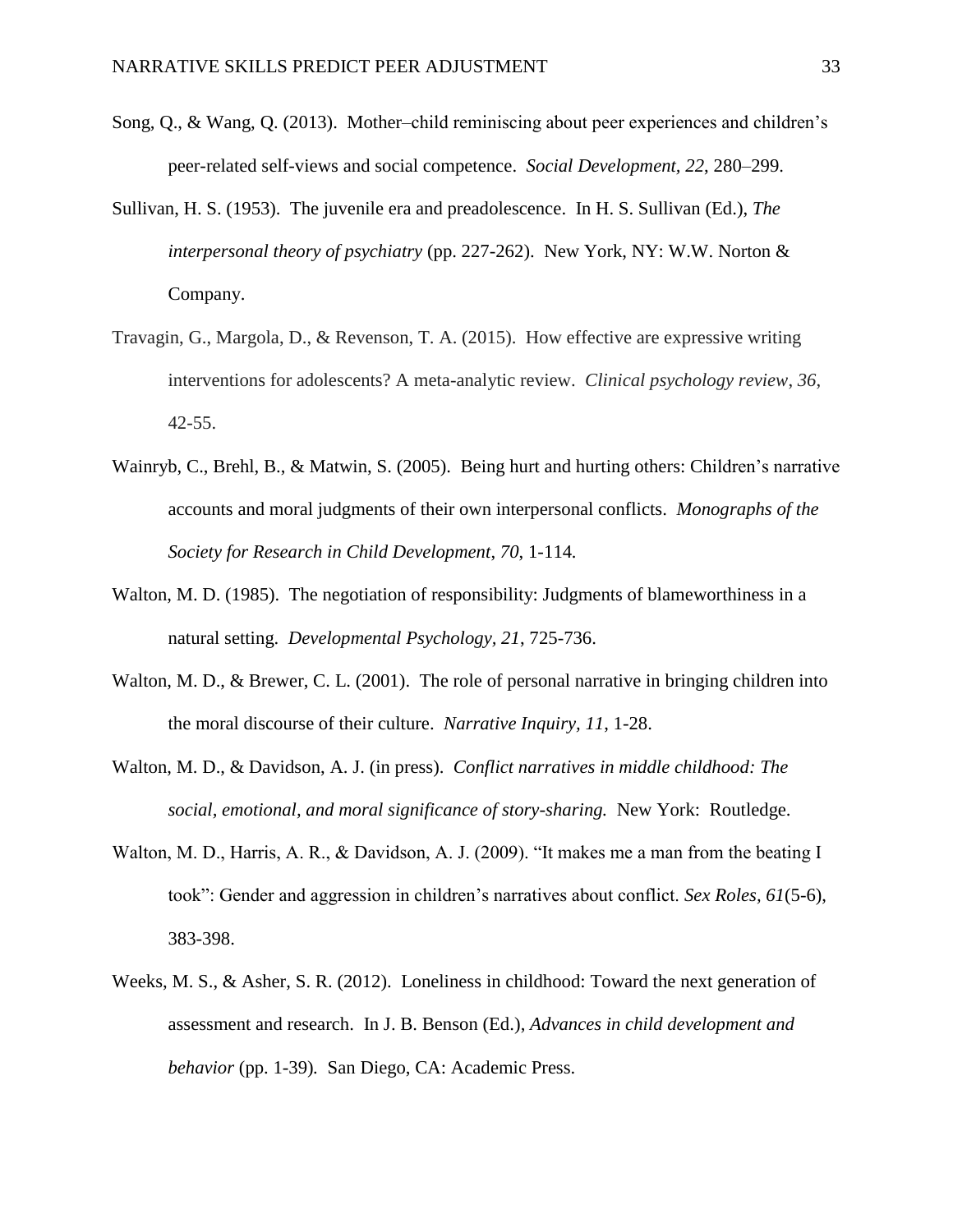Song, Q., & Wang, Q. (2013). Mother–child reminiscing about peer experiences and children's peer-related self-views and social competence. *Social Development*, *22*, 280–299.

Sullivan, H. S. (1953). The juvenile era and preadolescence. In H. S. Sullivan (Ed.), *The interpersonal theory of psychiatry* (pp. 227-262). New York, NY: W.W. Norton & Company.

Travagin, G., Margola, D., & Revenson, T. A. (2015). How effective are expressive writing interventions for adolescents? A meta-analytic review. *Clinical psychology review*, *36*, 42-55.

Wainryb, C., Brehl, B., & Matwin, S. (2005). Being hurt and hurting others: Children's narrative accounts and moral judgments of their own interpersonal conflicts. *Monographs of the Society for Research in Child Development*, *70*, 1-114.

Walton, M. D. (1985). The negotiation of responsibility: Judgments of blameworthiness in a natural setting. *Developmental Psychology, 21*, 725-736.

Walton, M. D., & Brewer, C. L. (2001). The role of personal narrative in bringing children into the moral discourse of their culture. *Narrative Inquiry, 11*, 1-28.

Walton, M. D., & Davidson, A. J. (in press). *Conflict narratives in middle childhood: The social, emotional, and moral significance of story-sharing.* New York: Routledge.

Walton, M. D., Harris, A. R., & Davidson, A. J. (2009). "It makes me a man from the beating I took": Gender and aggression in children's narratives about conflict. *Sex Roles, 61*(5-6), 383-398.

Weeks, M. S., & Asher, S. R. (2012). Loneliness in childhood: Toward the next generation of assessment and research. In J. B. Benson (Ed.), *Advances in child development and behavior* (pp. 1-39). San Diego, CA: Academic Press.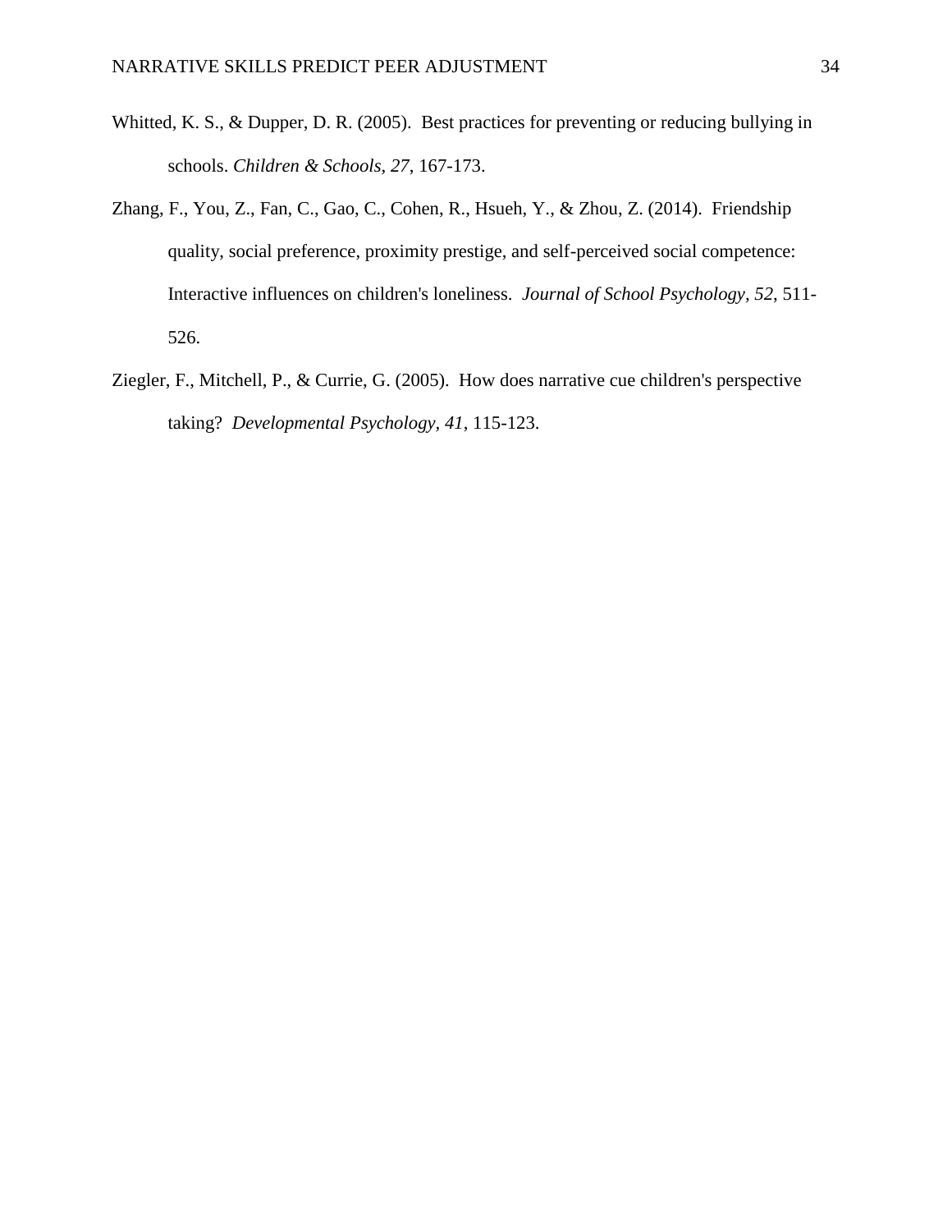Whitted, K. S., & Dupper, D. R. (2005). Best practices for preventing or reducing bullying in schools. *Children & Schools, 27*, 167-173.

Zhang, F., You, Z., Fan, C., Gao, C., Cohen, R., Hsueh, Y., & Zhou, Z. (2014). Friendship quality, social preference, proximity prestige, and self-perceived social competence: Interactive influences on children's loneliness. *Journal of School Psychology, 52*, 511-526.

Ziegler, F., Mitchell, P., & Currie, G. (2005). How does narrative cue children's perspective taking? *Developmental Psychology, 41*, 115-123.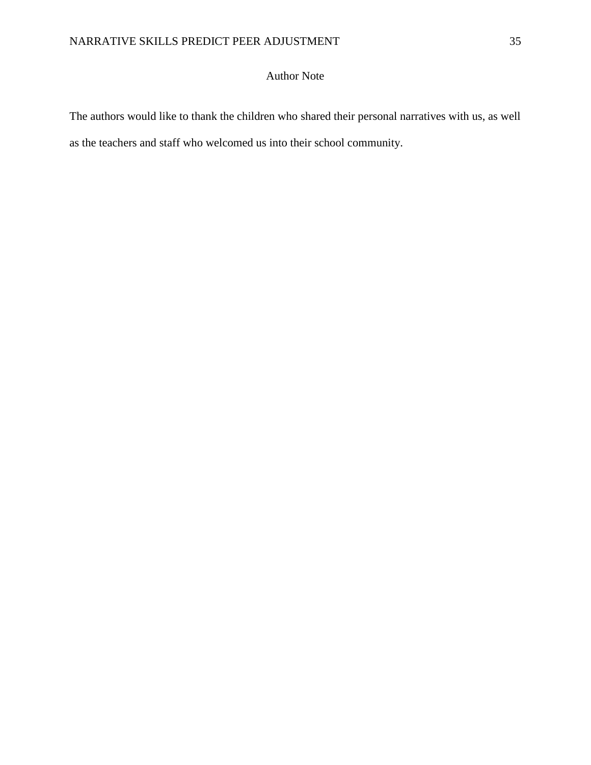# Author Note

The authors would like to thank the children who shared their personal narratives with us, as well as the teachers and staff who welcomed us into their school community.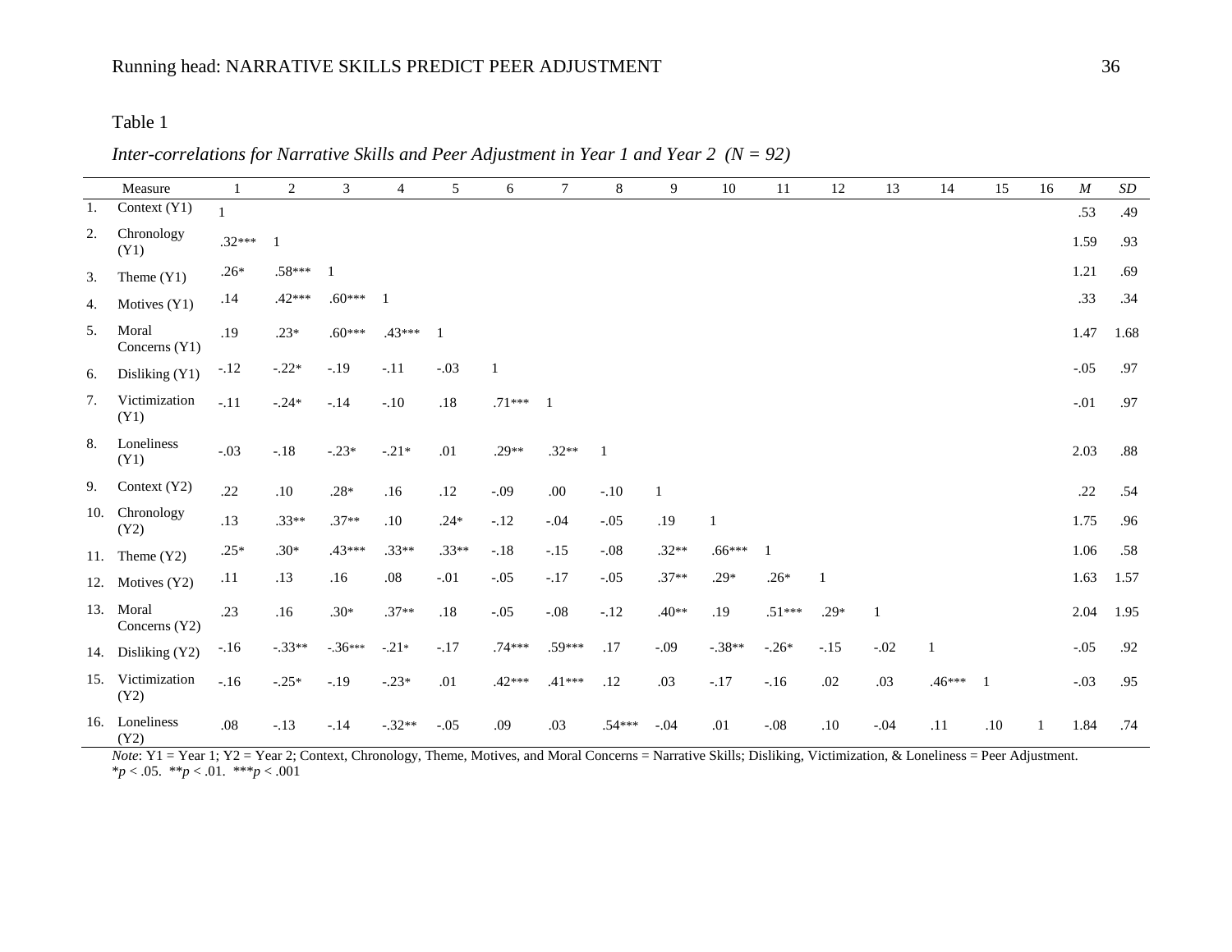Table 1

*Inter-correlations for Narrative Skills and Peer Adjustment in Year 1 and Year 2 (N = 92)*

| | Measure | 1 | 2 | 3 | 4 | 5 | 6 | 7 | 8 | 9 | 10 | 11 | 12 | 13 | 14 | 15 | 16 | *M* | *SD* |
|---|---|---|---|---|---|---|---|---|---|---|---|---|---|---|---|---|---|---|---|
| 1. | Context (Y1) | 1 | | | | | | | | | | | | | | | | .53 | .49 |
| 2. | Chronology (Y1) | .32*** | 1 | | | | | | | | | | | | | | | 1.59 | .93 |
| 3. | Theme (Y1) | .26* | .58*** | 1 | | | | | | | | | | | | | | 1.21 | .69 |
| 4. | Motives (Y1) | .14 | .42*** | .60*** | 1 | | | | | | | | | | | | | .33 | .34 |
| 5. | Moral Concerns (Y1) | .19 | .23* | .60*** | .43*** | 1 | | | | | | | | | | | | 1.47 | 1.68 |
| 6. | Disliking (Y1) | -.12 | -.22* | -.19 | -.11 | -.03 | 1 | | | | | | | | | | | -.05 | .97 |
| 7. | Victimization (Y1) | -.11 | -.24* | -.14 | -.10 | .18 | .71*** | 1 | | | | | | | | | | -.01 | .97 |
| 8. | Loneliness (Y1) | -.03 | -.18 | -.23* | -.21* | .01 | .29** | .32** | 1 | | | | | | | | | 2.03 | .88 |
| 9. | Context (Y2) | .22 | .10 | .28* | .16 | .12 | -.09 | .00 | -.10 | 1 | | | | | | | | .22 | .54 |
| 10. | Chronology (Y2) | .13 | .33** | .37** | .10 | .24* | -.12 | -.04 | -.05 | .19 | 1 | | | | | | | 1.75 | .96 |
| 11. | Theme (Y2) | .25* | .30* | .43*** | .33** | .33** | -.18 | -.15 | -.08 | .32** | .66*** | 1 | | | | | | 1.06 | .58 |
| 12. | Motives (Y2) | .11 | .13 | .16 | .08 | -.01 | -.05 | -.17 | -.05 | .37** | .29* | .26* | 1 | | | | | 1.63 | 1.57 |
| 13. | Moral Concerns (Y2) | .23 | .16 | .30* | .37** | .18 | -.05 | -.08 | -.12 | .40** | .19 | .51*** | .29* | 1 | | | | 2.04 | 1.95 |
| 14. | Disliking (Y2) | -.16 | -.33** | -.36*** | -.21* | -.17 | .74*** | .59*** | .17 | -.09 | -.38** | -.26* | -.15 | -.02 | 1 | | | -.05 | .92 |
| 15. | Victimization (Y2) | -.16 | -.25* | -.19 | -.23* | .01 | .42*** | .41*** | .12 | .03 | -.17 | -.16 | .02 | .03 | .46*** | 1 | | -.03 | .95 |
| 16. | Loneliness (Y2) | .08 | -.13 | -.14 | -.32** | -.05 | .09 | .03 | .54*** | -.04 | .01 | -.08 | .10 | -.04 | .11 | .10 | 1 | 1.84 | .74 |

*Note*: Y1 = Year 1; Y2 = Year 2; Context, Chronology, Theme, Motives, and Moral Concerns = Narrative Skills; Disliking, Victimization, & Loneliness = Peer Adjustment.
\**p* < .05. \*\**p* < .01. \*\*\**p* < .001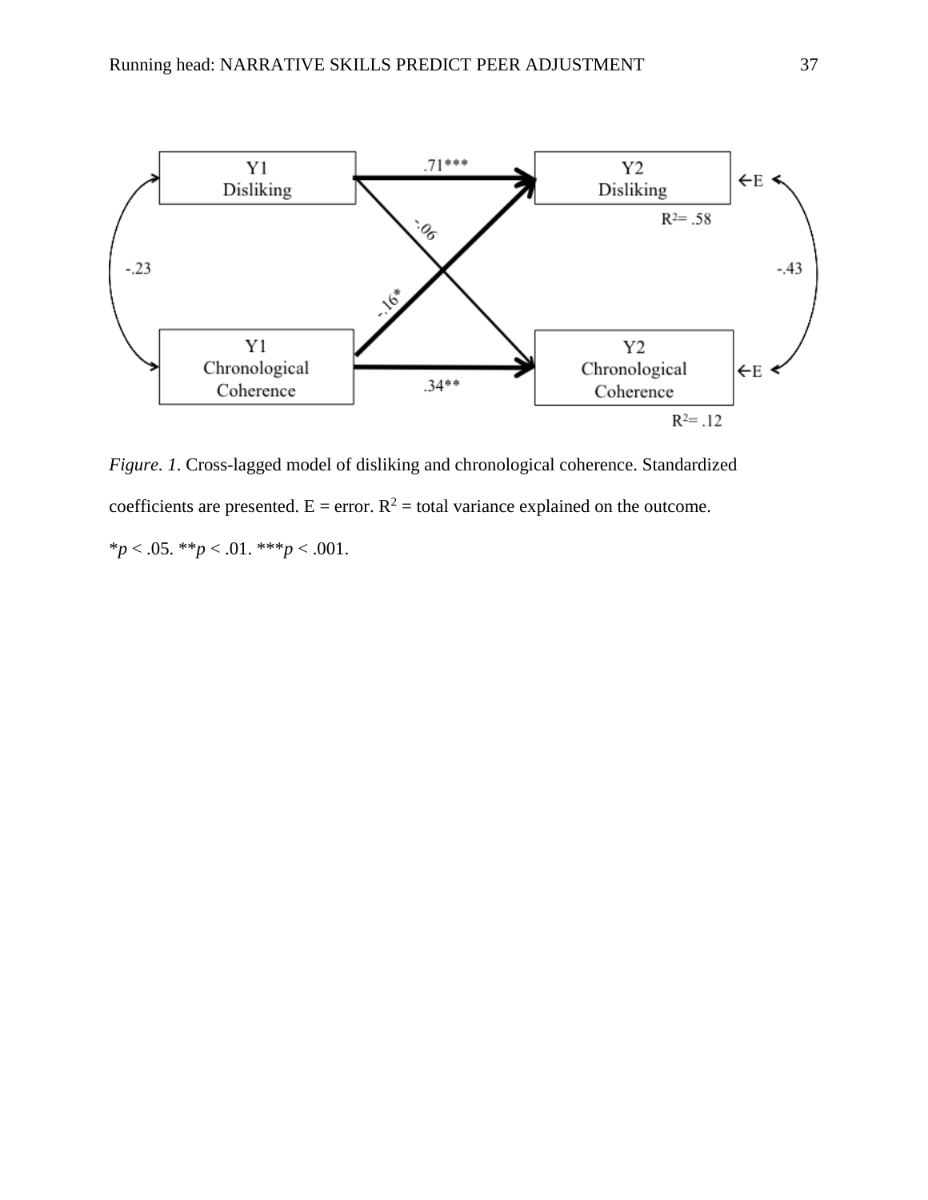Y1
Disliking

.71***

Y2
Disliking

←E

R2= .58

-.06

-.23

-.43

-.16*

Y1
Chronological
Coherence

.34**

Y2
Chronological
Coherence

←E

R2= .12

*Figure. 1*. Cross-lagged model of disliking and chronological coherence. Standardized coefficients are presented. E = error. $R^2$ = total variance explained on the outcome.

*$p < .05$. **$p < .01$. ***$p < .001$.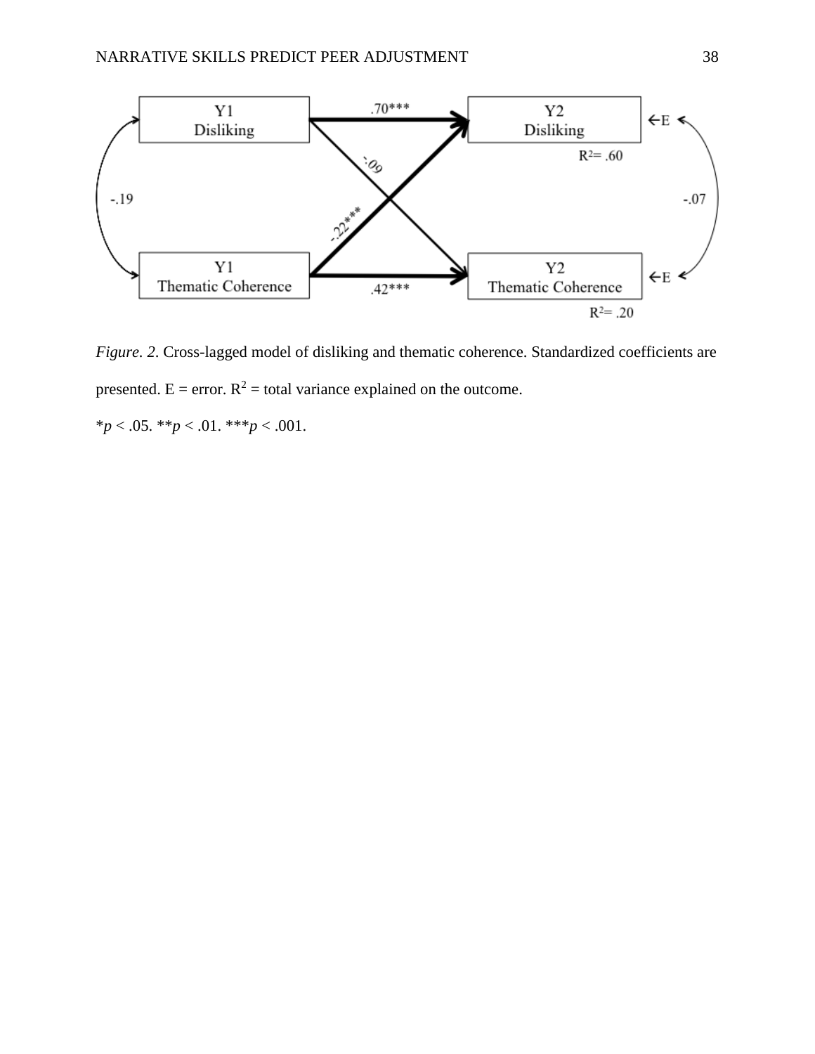Y1
Disliking

Y2
Disliking

Y1
Thematic Coherence

Y2
Thematic Coherence

.70***

-.09

-.22***

.42***

-.19

-.07

←E

←E

$R^2$= .60

$R^2$= .20

*Figure. 2*. Cross-lagged model of disliking and thematic coherence. Standardized coefficients are presented. E = error. $R^2$ = total variance explained on the outcome.

**p* < .05. ***p* < .01. ****p* < .001.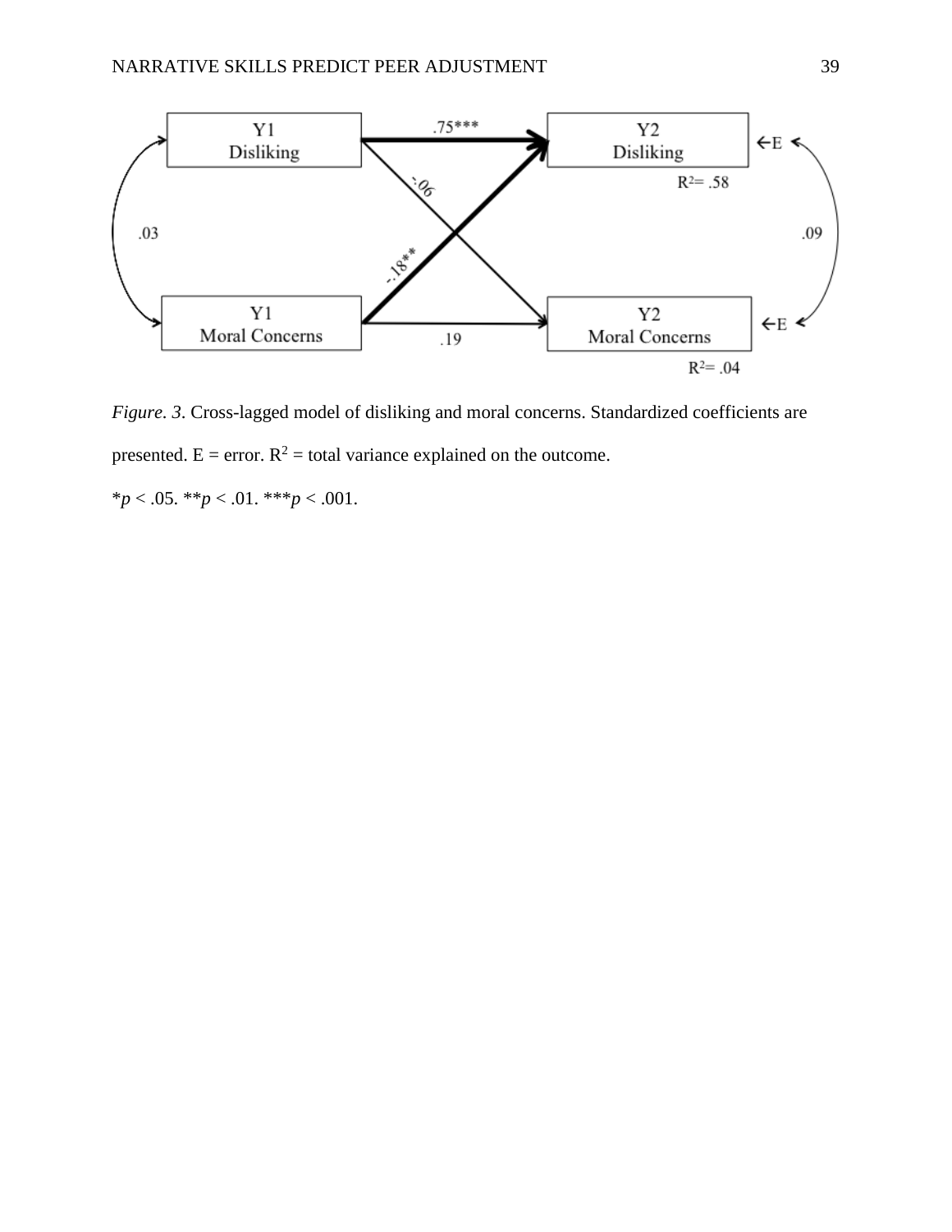Y1
Disliking

.75***

Y2
Disliking

←E

R2= .58

-.06

.03

.09

-.18**

Y1
Moral Concerns

.19

Y2
Moral Concerns

←E

R2= .04

*Figure. 3*. Cross-lagged model of disliking and moral concerns. Standardized coefficients are presented. E = error. $R^2$ = total variance explained on the outcome.

\**p* < .05. \*\**p* < .01. \*\*\**p* < .001.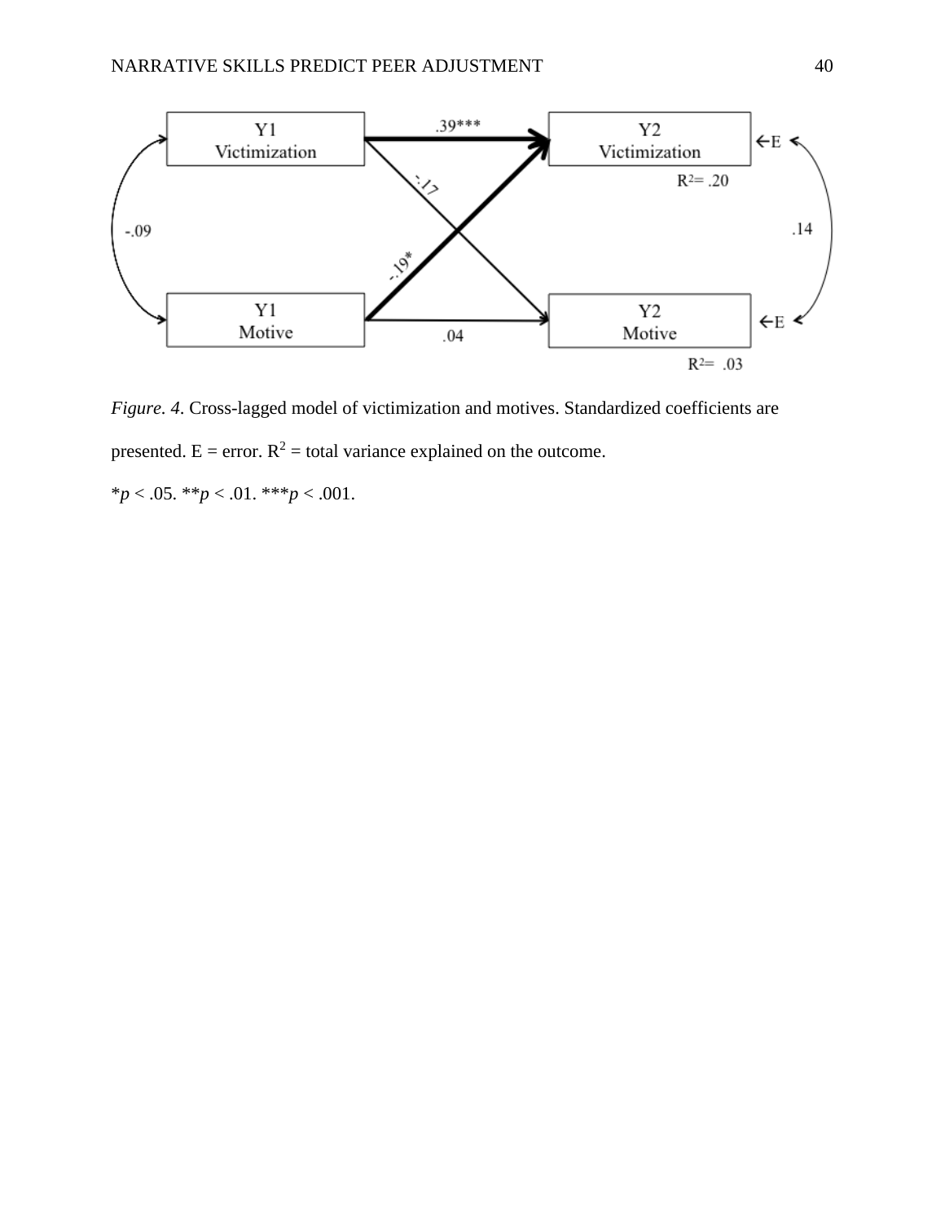Y1
Victimization

Y2
Victimization

Y1
Motive

Y2
Motive

.39***

-.17

-.19*

.04

-.09

.14

←E

←E

$R^2$= .20

$R^2$= .03

*Figure. 4*. Cross-lagged model of victimization and motives. Standardized coefficients are presented. E = error. $R^2$ = total variance explained on the outcome.

**p* < .05. ***p* < .01. ****p* < .001.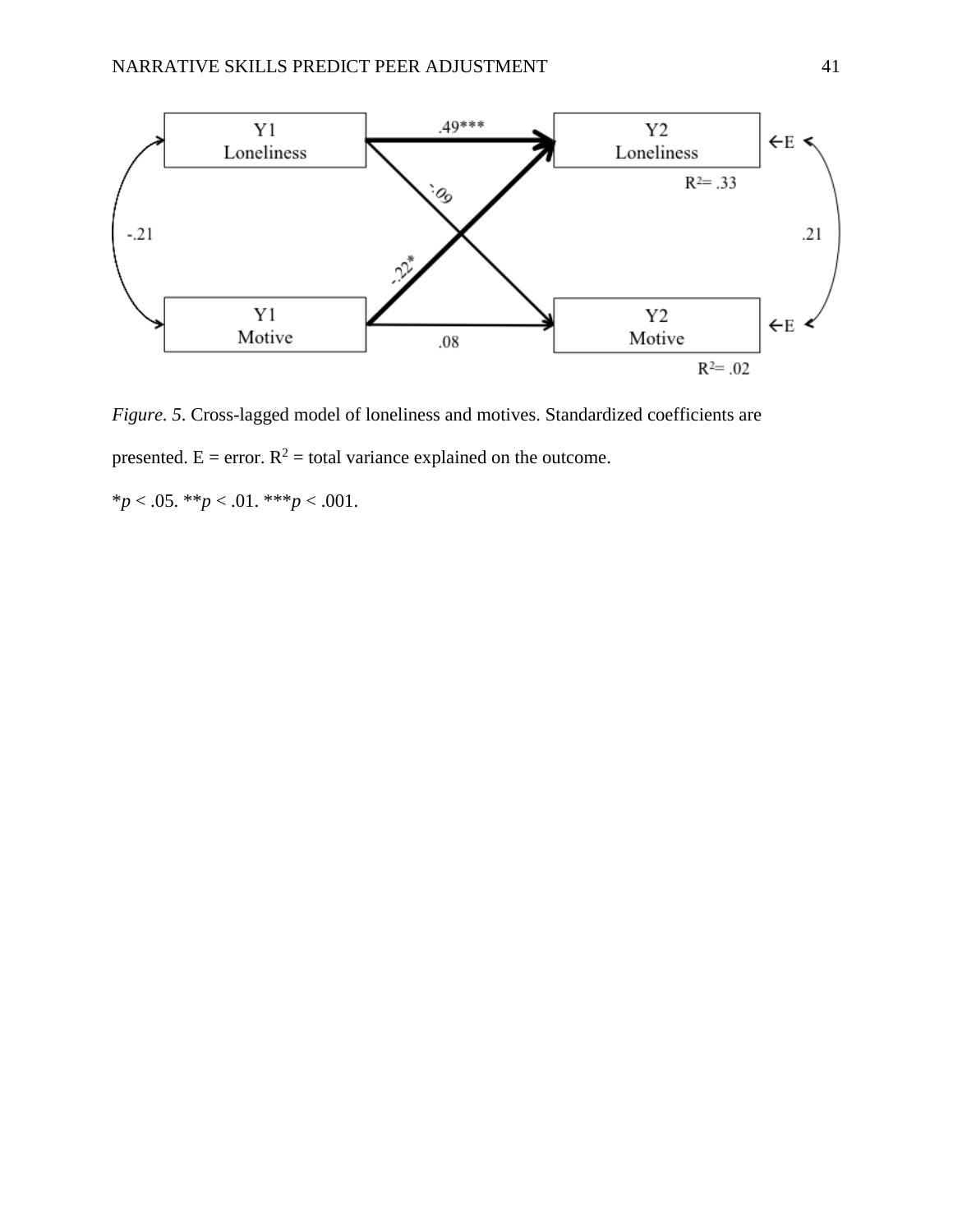Y1
Loneliness

.49***

Y2
Loneliness

-.09

$R^2$= .33

-.21

.21

-.22*

Y1
Motive

.08

Y2
Motive

←E

←E

$R^2$= .02

*Figure. 5.* Cross-lagged model of loneliness and motives. Standardized coefficients are presented. E = error. $R^2$ = total variance explained on the outcome.

*$p < .05$. **$p < .01$. ***$p < .001$.